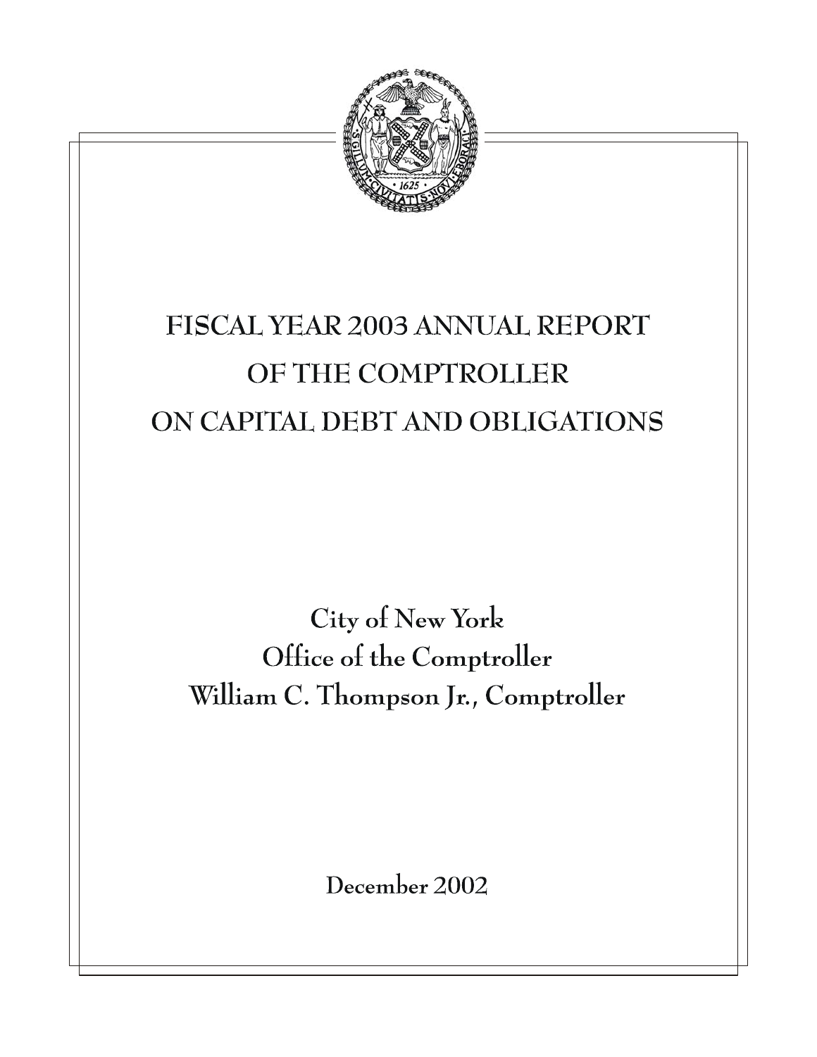# FISCAL YEAR 2003 ANNUAL REPORT OF THE COMPTROLLER ON CAPITAL DEBT AND OBLIGATIONS

City of New York
Office of the Comptroller
William C. Thompson Jr., Comptroller

December 2002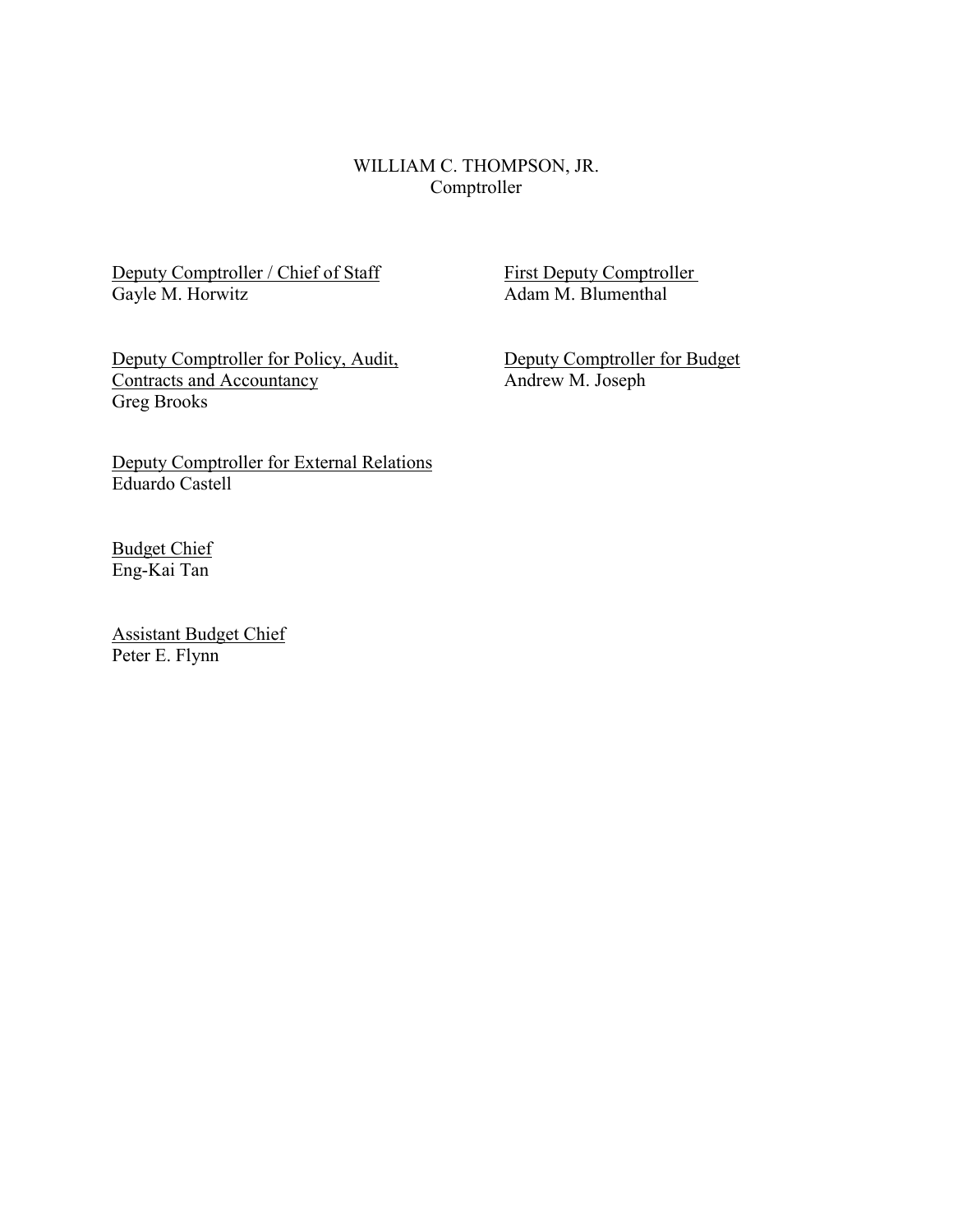WILLIAM C. THOMPSON, JR.
Comptroller

Deputy Comptroller / Chief of Staff
Gayle M. Horwitz

First Deputy Comptroller
Adam M. Blumenthal

Deputy Comptroller for Policy, Audit, Contracts and Accountancy
Greg Brooks

Deputy Comptroller for Budget
Andrew M. Joseph

Deputy Comptroller for External Relations
Eduardo Castell

Budget Chief
Eng-Kai Tan

Assistant Budget Chief
Peter E. Flynn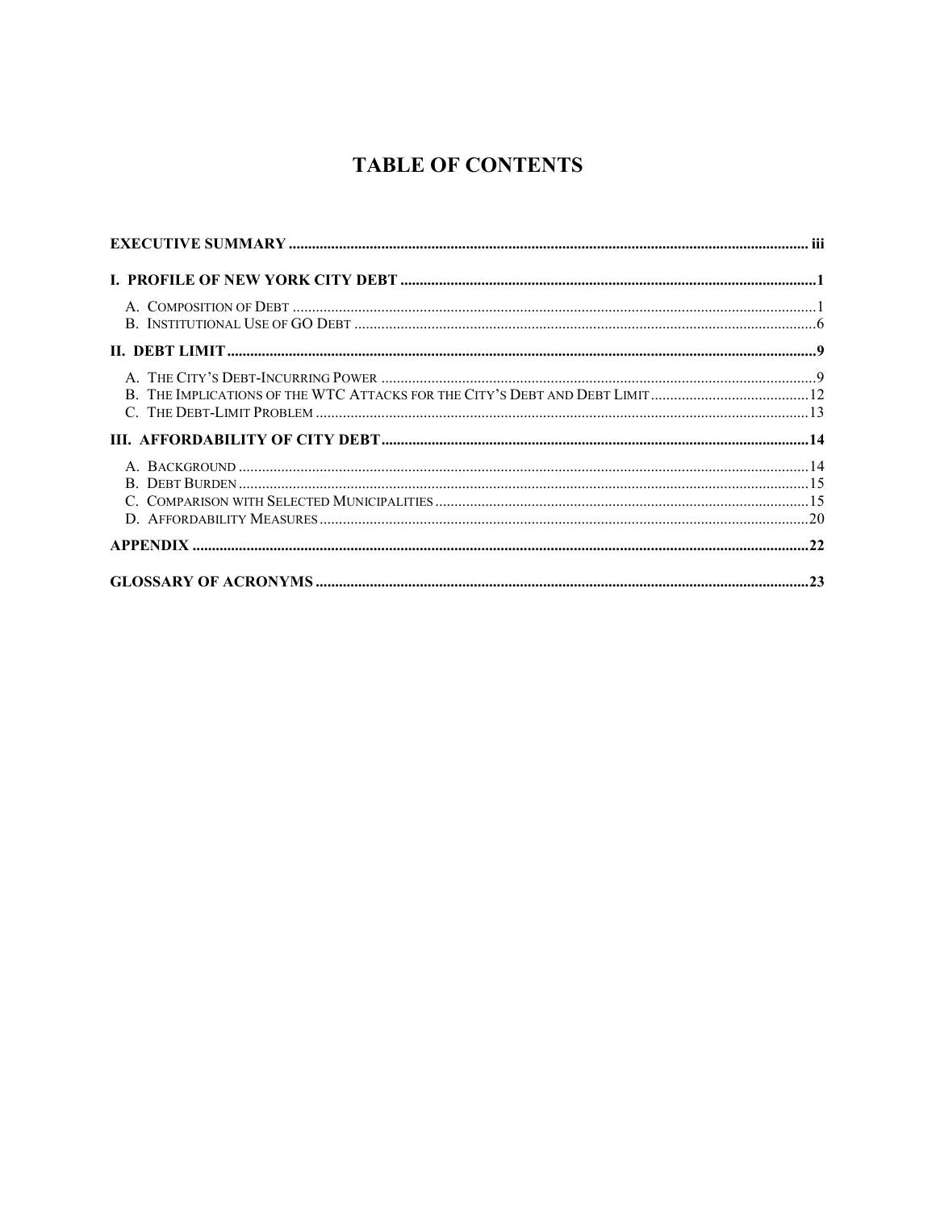# TABLE OF CONTENTS

**EXECUTIVE SUMMARY** ..... iii

**I. PROFILE OF NEW YORK CITY DEBT** ..... 1

- A. Composition of Debt ..... 1
- B. Institutional Use of GO Debt ..... 6

**II. DEBT LIMIT** ..... 9

- A. The City's Debt-Incurring Power ..... 9
- B. The Implications of the WTC Attacks for the City's Debt and Debt Limit ..... 12
- C. The Debt-Limit Problem ..... 13

**III. AFFORDABILITY OF CITY DEBT** ..... 14

- A. Background ..... 14
- B. Debt Burden ..... 15
- C. Comparison with Selected Municipalities ..... 15
- D. Affordability Measures ..... 20

**APPENDIX** ..... 22

**GLOSSARY OF ACRONYMS** ..... 23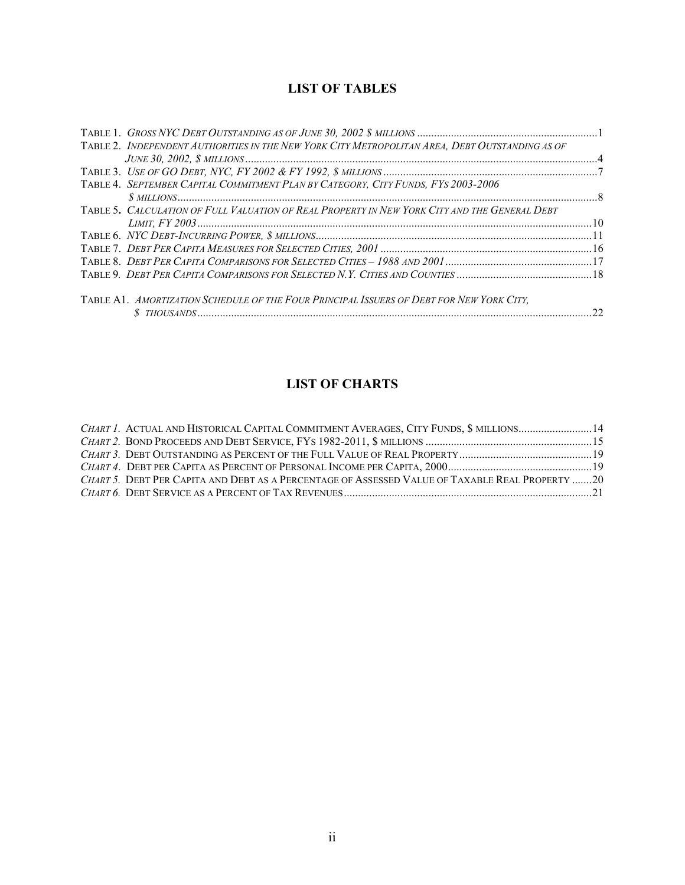## LIST OF TABLES

TABLE 1. *GROSS NYC DEBT OUTSTANDING AS OF JUNE 30, 2002 $ MILLIONS* ....... 1
TABLE 2. *INDEPENDENT AUTHORITIES IN THE NEW YORK CITY METROPOLITAN AREA, DEBT OUTSTANDING AS OF JUNE 30, 2002, $ MILLIONS* ....... 4
TABLE 3. *USE OF GO DEBT, NYC, FY 2002 & FY 1992, $ MILLIONS* ....... 7
TABLE 4. *SEPTEMBER CAPITAL COMMITMENT PLAN BY CATEGORY, CITY FUNDS, FYS 2003-2006 $ MILLIONS* ....... 8
TABLE 5. *CALCULATION OF FULL VALUATION OF REAL PROPERTY IN NEW YORK CITY AND THE GENERAL DEBT LIMIT, FY 2003* ....... 10
TABLE 6. *NYC DEBT-INCURRING POWER, $ MILLIONS* ....... 11
TABLE 7. *DEBT PER CAPITA MEASURES FOR SELECTED CITIES, 2001* ....... 16
TABLE 8. *DEBT PER CAPITA COMPARISONS FOR SELECTED CITIES – 1988 AND 2001* ....... 17
TABLE 9. *DEBT PER CAPITA COMPARISONS FOR SELECTED N.Y. CITIES AND COUNTIES* ....... 18

TABLE A1. *AMORTIZATION SCHEDULE OF THE FOUR PRINCIPAL ISSUERS OF DEBT FOR NEW YORK CITY, $ THOUSANDS* ....... 22

## LIST OF CHARTS

*CHART 1.* ACTUAL AND HISTORICAL CAPITAL COMMITMENT AVERAGES, CITY FUNDS, $ MILLIONS ....... 14
*CHART 2.* BOND PROCEEDS AND DEBT SERVICE, FYS 1982-2011, $ MILLIONS ....... 15
*CHART 3.* DEBT OUTSTANDING AS PERCENT OF THE FULL VALUE OF REAL PROPERTY ....... 19
*CHART 4.* DEBT PER CAPITA AS PERCENT OF PERSONAL INCOME PER CAPITA, 2000 ....... 19
*CHART 5.* DEBT PER CAPITA AND DEBT AS A PERCENTAGE OF ASSESSED VALUE OF TAXABLE REAL PROPERTY ....... 20
*CHART 6.* DEBT SERVICE AS A PERCENT OF TAX REVENUES ....... 21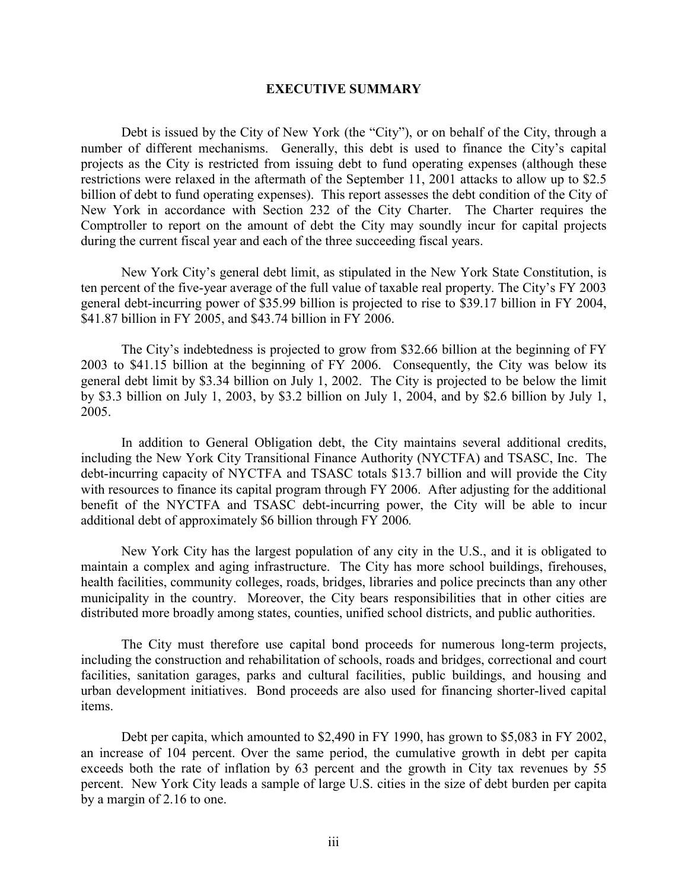# EXECUTIVE SUMMARY

Debt is issued by the City of New York (the "City"), or on behalf of the City, through a number of different mechanisms. Generally, this debt is used to finance the City's capital projects as the City is restricted from issuing debt to fund operating expenses (although these restrictions were relaxed in the aftermath of the September 11, 2001 attacks to allow up to $2.5 billion of debt to fund operating expenses). This report assesses the debt condition of the City of New York in accordance with Section 232 of the City Charter. The Charter requires the Comptroller to report on the amount of debt the City may soundly incur for capital projects during the current fiscal year and each of the three succeeding fiscal years.

New York City's general debt limit, as stipulated in the New York State Constitution, is ten percent of the five-year average of the full value of taxable real property. The City's FY 2003 general debt-incurring power of $35.99 billion is projected to rise to $39.17 billion in FY 2004, $41.87 billion in FY 2005, and $43.74 billion in FY 2006.

The City's indebtedness is projected to grow from $32.66 billion at the beginning of FY 2003 to $41.15 billion at the beginning of FY 2006. Consequently, the City was below its general debt limit by $3.34 billion on July 1, 2002. The City is projected to be below the limit by $3.3 billion on July 1, 2003, by $3.2 billion on July 1, 2004, and by $2.6 billion by July 1, 2005.

In addition to General Obligation debt, the City maintains several additional credits, including the New York City Transitional Finance Authority (NYCTFA) and TSASC, Inc. The debt-incurring capacity of NYCTFA and TSASC totals $13.7 billion and will provide the City with resources to finance its capital program through FY 2006. After adjusting for the additional benefit of the NYCTFA and TSASC debt-incurring power, the City will be able to incur additional debt of approximately $6 billion through FY 2006*.*

New York City has the largest population of any city in the U.S., and it is obligated to maintain a complex and aging infrastructure. The City has more school buildings, firehouses, health facilities, community colleges, roads, bridges, libraries and police precincts than any other municipality in the country. Moreover, the City bears responsibilities that in other cities are distributed more broadly among states, counties, unified school districts, and public authorities.

The City must therefore use capital bond proceeds for numerous long-term projects, including the construction and rehabilitation of schools, roads and bridges, correctional and court facilities, sanitation garages, parks and cultural facilities, public buildings, and housing and urban development initiatives. Bond proceeds are also used for financing shorter-lived capital items.

Debt per capita, which amounted to $2,490 in FY 1990, has grown to $5,083 in FY 2002, an increase of 104 percent. Over the same period, the cumulative growth in debt per capita exceeds both the rate of inflation by 63 percent and the growth in City tax revenues by 55 percent. New York City leads a sample of large U.S. cities in the size of debt burden per capita by a margin of 2.16 to one.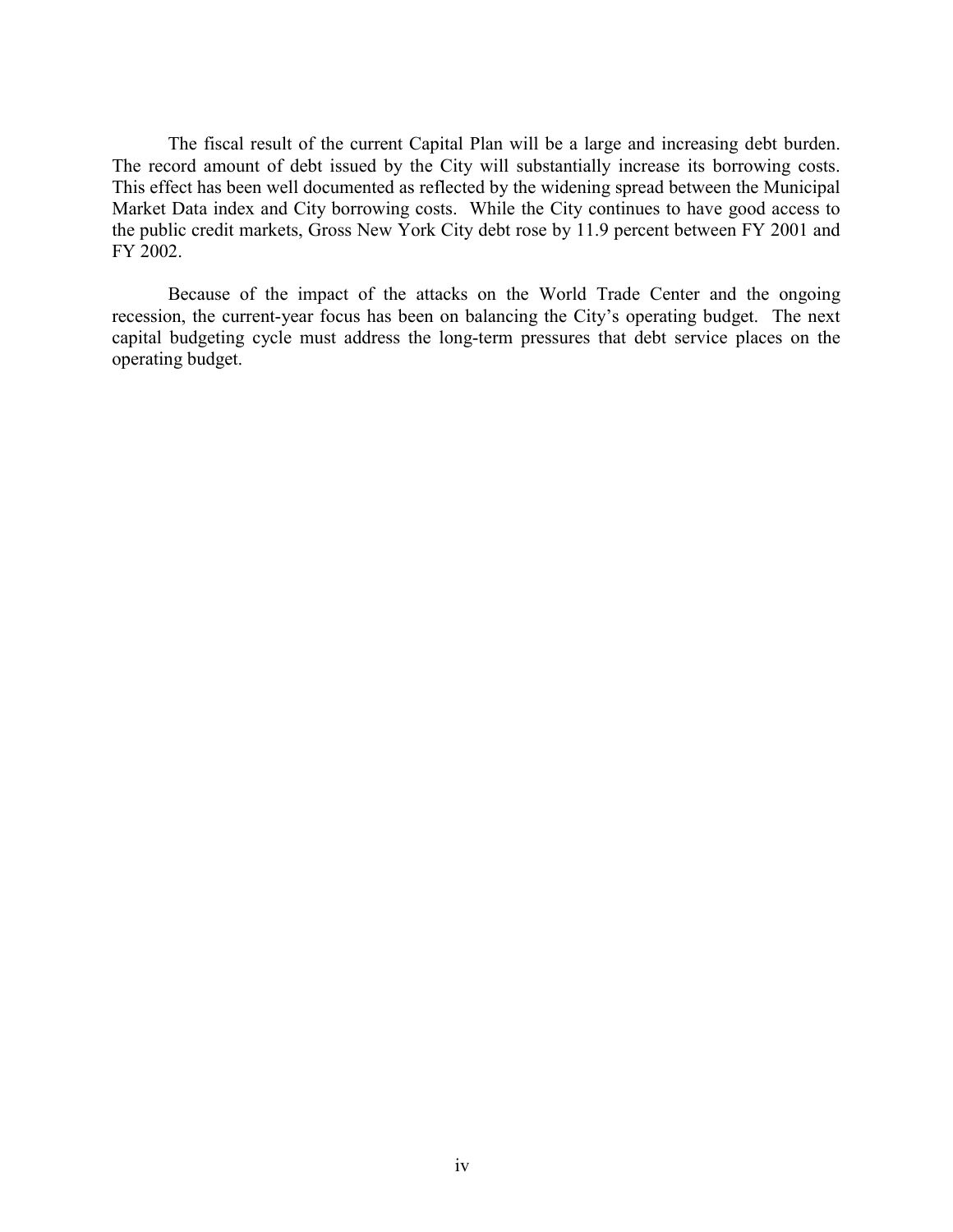The fiscal result of the current Capital Plan will be a large and increasing debt burden. The record amount of debt issued by the City will substantially increase its borrowing costs. This effect has been well documented as reflected by the widening spread between the Municipal Market Data index and City borrowing costs. While the City continues to have good access to the public credit markets, Gross New York City debt rose by 11.9 percent between FY 2001 and FY 2002.

Because of the impact of the attacks on the World Trade Center and the ongoing recession, the current-year focus has been on balancing the City's operating budget. The next capital budgeting cycle must address the long-term pressures that debt service places on the operating budget.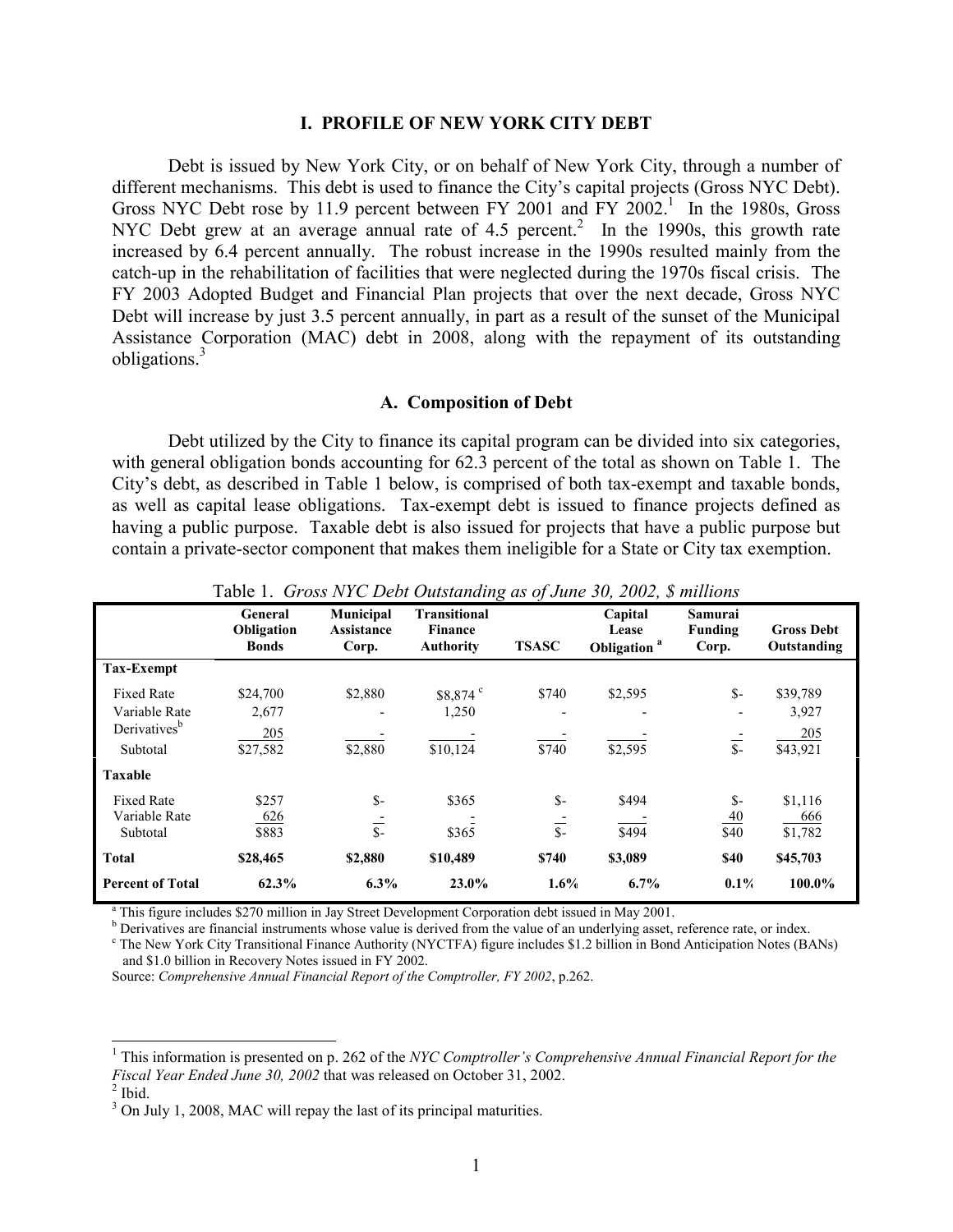## I. PROFILE OF NEW YORK CITY DEBT

Debt is issued by New York City, or on behalf of New York City, through a number of different mechanisms. This debt is used to finance the City's capital projects (Gross NYC Debt). Gross NYC Debt rose by 11.9 percent between FY 2001 and FY 2002.[1] In the 1980s, Gross NYC Debt grew at an average annual rate of 4.5 percent.[2] In the 1990s, this growth rate increased by 6.4 percent annually. The robust increase in the 1990s resulted mainly from the catch-up in the rehabilitation of facilities that were neglected during the 1970s fiscal crisis. The FY 2003 Adopted Budget and Financial Plan projects that over the next decade, Gross NYC Debt will increase by just 3.5 percent annually, in part as a result of the sunset of the Municipal Assistance Corporation (MAC) debt in 2008, along with the repayment of its outstanding obligations.[3]

### A. Composition of Debt

Debt utilized by the City to finance its capital program can be divided into six categories, with general obligation bonds accounting for 62.3 percent of the total as shown on Table 1. The City's debt, as described in Table 1 below, is comprised of both tax-exempt and taxable bonds, as well as capital lease obligations. Tax-exempt debt is issued to finance projects defined as having a public purpose. Taxable debt is also issued for projects that have a public purpose but contain a private-sector component that makes them ineligible for a State or City tax exemption.

Table 1. *Gross NYC Debt Outstanding as of June 30, 2002, $ millions*

| | General Obligation Bonds | Municipal Assistance Corp. | Transitional Finance Authority | TSASC | Capital Lease Obligation[a] | Samurai Funding Corp. | Gross Debt Outstanding |
|---|---|---|---|---|---|---|---|
| **Tax-Exempt** | | | | | | | |
| Fixed Rate | $24,700 | $2,880 | $8,874[c] | $740 | $2,595 | $- | $39,789 |
| Variable Rate | 2,677 | - | 1,250 | - | - | - | 3,927 |
| Derivatives[b] | 205 | - | - | - | - | - | 205 |
| Subtotal | $27,582 | $2,880 | $10,124 | $740 | $2,595 | $- | $43,921 |
| **Taxable** | | | | | | | |
| Fixed Rate | $257 | $- | $365 | $- | $494 | $- | $1,116 |
| Variable Rate | 626 | - | - | - | - | 40 | 666 |
| Subtotal | $883 | $- | $365 | $- | $494 | $40 | $1,782 |
| **Total** | **$28,465** | **$2,880** | **$10,489** | **$740** | **$3,089** | **$40** | **$45,703** |
| **Percent of Total** | **62.3%** | **6.3%** | **23.0%** | **1.6%** | **6.7%** | **0.1%** | **100.0%** |

[a] This figure includes $270 million in Jay Street Development Corporation debt issued in May 2001.
[b] Derivatives are financial instruments whose value is derived from the value of an underlying asset, reference rate, or index.
[c] The New York City Transitional Finance Authority (NYCTFA) figure includes $1.2 billion in Bond Anticipation Notes (BANs) and $1.0 billion in Recovery Notes issued in FY 2002.
Source: *Comprehensive Annual Financial Report of the Comptroller, FY 2002*, p.262.

[1] This information is presented on p. 262 of the *NYC Comptroller's Comprehensive Annual Financial Report for the Fiscal Year Ended June 30, 2002* that was released on October 31, 2002.
[2] Ibid.
[3] On July 1, 2008, MAC will repay the last of its principal maturities.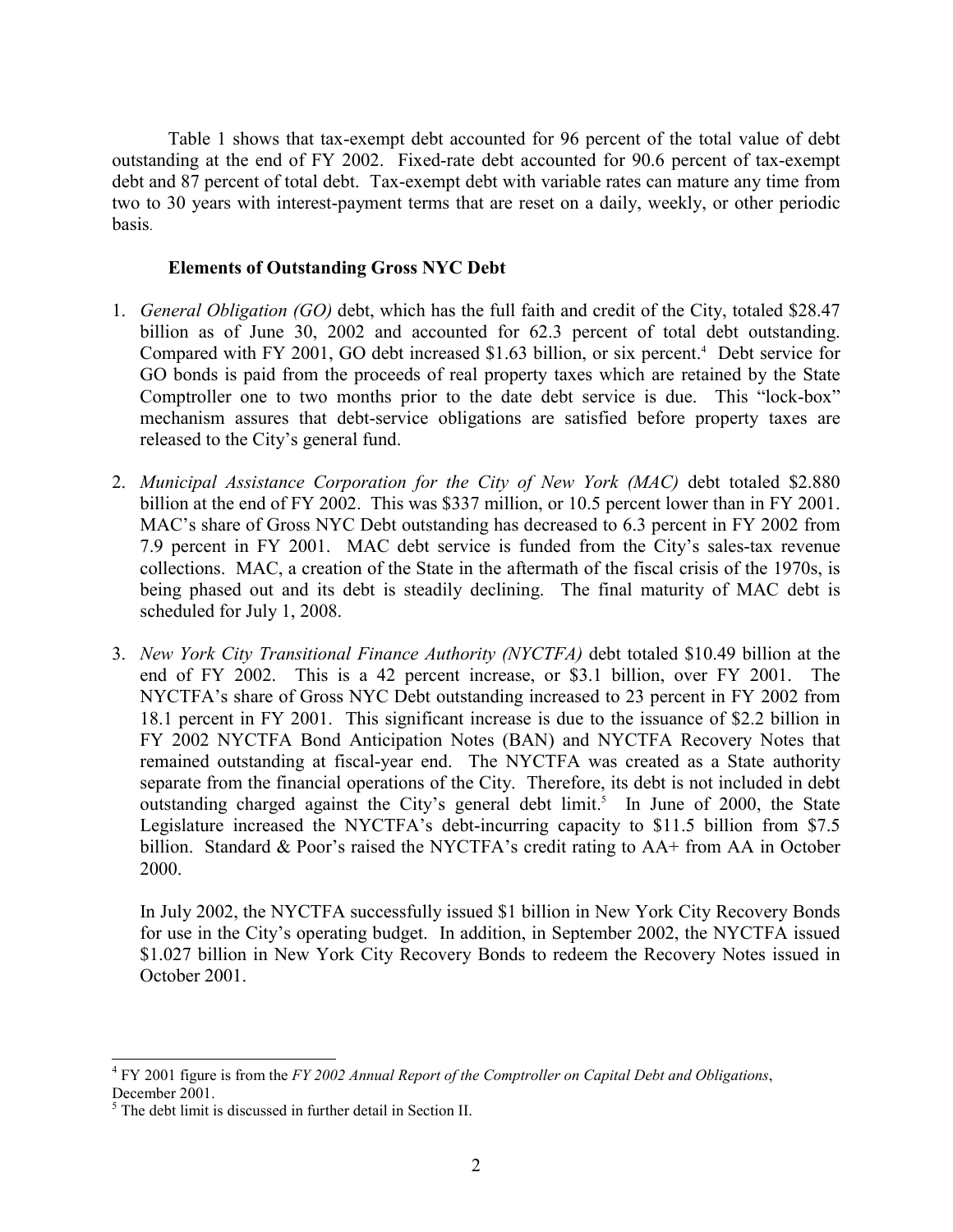Table 1 shows that tax-exempt debt accounted for 96 percent of the total value of debt outstanding at the end of FY 2002. Fixed-rate debt accounted for 90.6 percent of tax-exempt debt and 87 percent of total debt. Tax-exempt debt with variable rates can mature any time from two to 30 years with interest-payment terms that are reset on a daily, weekly, or other periodic basis.

**Elements of Outstanding Gross NYC Debt**

1. *General Obligation (GO)* debt, which has the full faith and credit of the City, totaled $28.47 billion as of June 30, 2002 and accounted for 62.3 percent of total debt outstanding. Compared with FY 2001, GO debt increased $1.63 billion, or six percent.[4] Debt service for GO bonds is paid from the proceeds of real property taxes which are retained by the State Comptroller one to two months prior to the date debt service is due. This "lock-box" mechanism assures that debt-service obligations are satisfied before property taxes are released to the City's general fund.

2. *Municipal Assistance Corporation for the City of New York (MAC)* debt totaled $2.880 billion at the end of FY 2002. This was $337 million, or 10.5 percent lower than in FY 2001. MAC's share of Gross NYC Debt outstanding has decreased to 6.3 percent in FY 2002 from 7.9 percent in FY 2001. MAC debt service is funded from the City's sales-tax revenue collections. MAC, a creation of the State in the aftermath of the fiscal crisis of the 1970s, is being phased out and its debt is steadily declining. The final maturity of MAC debt is scheduled for July 1, 2008.

3. *New York City Transitional Finance Authority (NYCTFA)* debt totaled $10.49 billion at the end of FY 2002. This is a 42 percent increase, or $3.1 billion, over FY 2001. The NYCTFA's share of Gross NYC Debt outstanding increased to 23 percent in FY 2002 from 18.1 percent in FY 2001. This significant increase is due to the issuance of $2.2 billion in FY 2002 NYCTFA Bond Anticipation Notes (BAN) and NYCTFA Recovery Notes that remained outstanding at fiscal-year end. The NYCTFA was created as a State authority separate from the financial operations of the City. Therefore, its debt is not included in debt outstanding charged against the City's general debt limit.[5] In June of 2000, the State Legislature increased the NYCTFA's debt-incurring capacity to $11.5 billion from $7.5 billion. Standard & Poor's raised the NYCTFA's credit rating to AA+ from AA in October 2000.

   In July 2002, the NYCTFA successfully issued $1 billion in New York City Recovery Bonds for use in the City's operating budget. In addition, in September 2002, the NYCTFA issued $1.027 billion in New York City Recovery Bonds to redeem the Recovery Notes issued in October 2001.

---

[4] FY 2001 figure is from the *FY 2002 Annual Report of the Comptroller on Capital Debt and Obligations*, December 2001.

[5] The debt limit is discussed in further detail in Section II.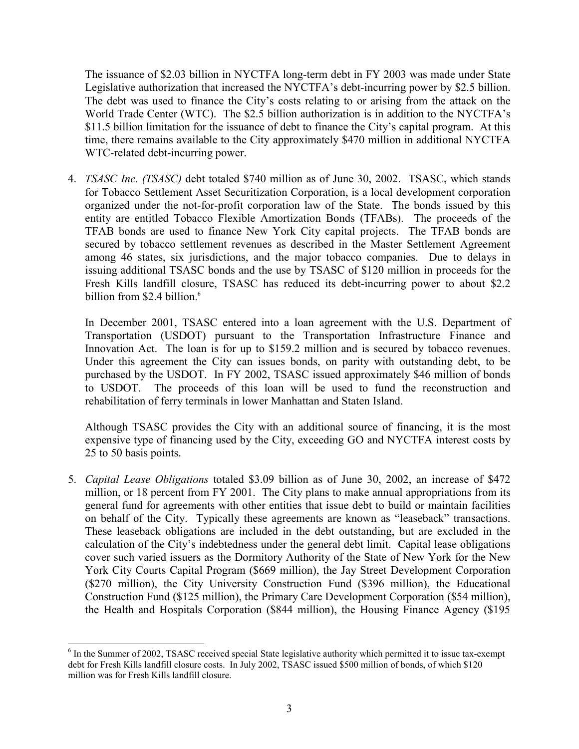The issuance of \$2.03 billion in NYCTFA long-term debt in FY 2003 was made under State Legislative authorization that increased the NYCTFA's debt-incurring power by \$2.5 billion. The debt was used to finance the City's costs relating to or arising from the attack on the World Trade Center (WTC). The \$2.5 billion authorization is in addition to the NYCTFA's \$11.5 billion limitation for the issuance of debt to finance the City's capital program. At this time, there remains available to the City approximately \$470 million in additional NYCTFA WTC-related debt-incurring power.

4. *TSASC Inc. (TSASC)* debt totaled \$740 million as of June 30, 2002. TSASC, which stands for Tobacco Settlement Asset Securitization Corporation, is a local development corporation organized under the not-for-profit corporation law of the State. The bonds issued by this entity are entitled Tobacco Flexible Amortization Bonds (TFABs). The proceeds of the TFAB bonds are used to finance New York City capital projects. The TFAB bonds are secured by tobacco settlement revenues as described in the Master Settlement Agreement among 46 states, six jurisdictions, and the major tobacco companies. Due to delays in issuing additional TSASC bonds and the use by TSASC of \$120 million in proceeds for the Fresh Kills landfill closure, TSASC has reduced its debt-incurring power to about \$2.2 billion from \$2.4 billion.[6]

   In December 2001, TSASC entered into a loan agreement with the U.S. Department of Transportation (USDOT) pursuant to the Transportation Infrastructure Finance and Innovation Act. The loan is for up to \$159.2 million and is secured by tobacco revenues. Under this agreement the City can issues bonds, on parity with outstanding debt, to be purchased by the USDOT. In FY 2002, TSASC issued approximately \$46 million of bonds to USDOT. The proceeds of this loan will be used to fund the reconstruction and rehabilitation of ferry terminals in lower Manhattan and Staten Island.

   Although TSASC provides the City with an additional source of financing, it is the most expensive type of financing used by the City, exceeding GO and NYCTFA interest costs by 25 to 50 basis points.

5. *Capital Lease Obligations* totaled \$3.09 billion as of June 30, 2002, an increase of \$472 million, or 18 percent from FY 2001. The City plans to make annual appropriations from its general fund for agreements with other entities that issue debt to build or maintain facilities on behalf of the City. Typically these agreements are known as "leaseback" transactions. These leaseback obligations are included in the debt outstanding, but are excluded in the calculation of the City's indebtedness under the general debt limit. Capital lease obligations cover such varied issuers as the Dormitory Authority of the State of New York for the New York City Courts Capital Program (\$669 million), the Jay Street Development Corporation (\$270 million), the City University Construction Fund (\$396 million), the Educational Construction Fund (\$125 million), the Primary Care Development Corporation (\$54 million), the Health and Hospitals Corporation (\$844 million), the Housing Finance Agency (\$195

---

[6] In the Summer of 2002, TSASC received special State legislative authority which permitted it to issue tax-exempt debt for Fresh Kills landfill closure costs. In July 2002, TSASC issued \$500 million of bonds, of which \$120 million was for Fresh Kills landfill closure.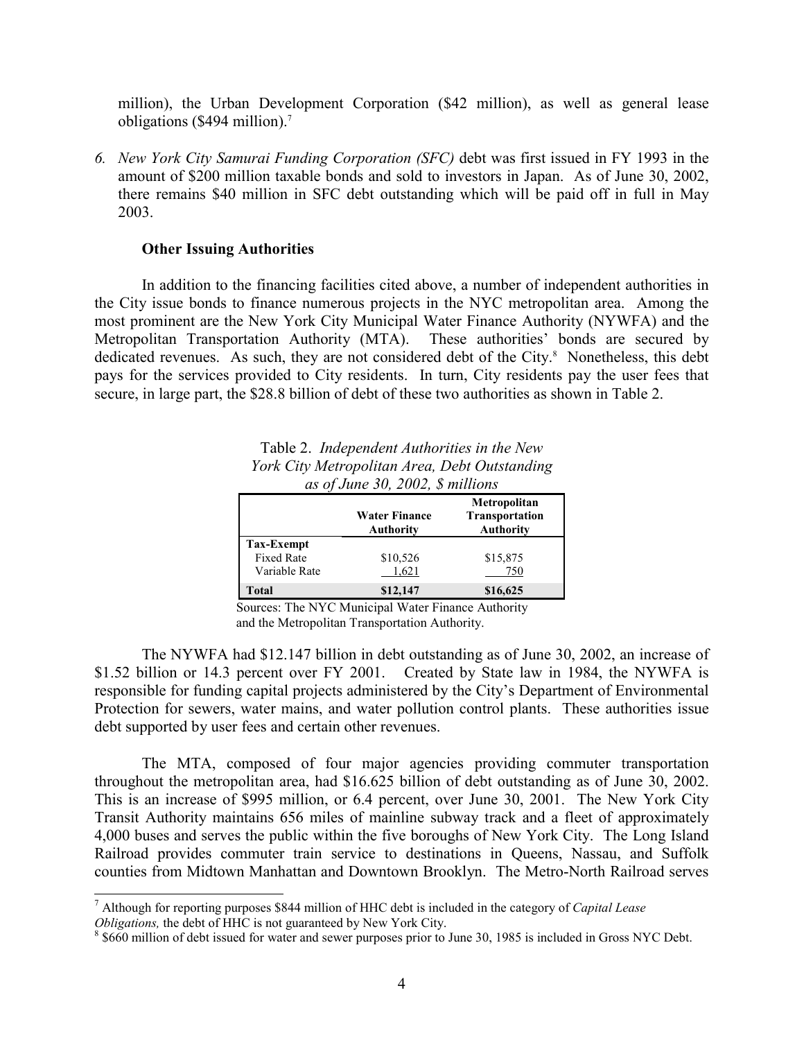million), the Urban Development Corporation ($42 million), as well as general lease obligations ($494 million).[7]

6. *New York City Samurai Funding Corporation (SFC)* debt was first issued in FY 1993 in the amount of $200 million taxable bonds and sold to investors in Japan. As of June 30, 2002, there remains $40 million in SFC debt outstanding which will be paid off in full in May 2003.

**Other Issuing Authorities**

In addition to the financing facilities cited above, a number of independent authorities in the City issue bonds to finance numerous projects in the NYC metropolitan area. Among the most prominent are the New York City Municipal Water Finance Authority (NYWFA) and the Metropolitan Transportation Authority (MTA). These authorities' bonds are secured by dedicated revenues. As such, they are not considered debt of the City.[8] Nonetheless, this debt pays for the services provided to City residents. In turn, City residents pay the user fees that secure, in large part, the $28.8 billion of debt of these two authorities as shown in Table 2.

Table 2. *Independent Authorities in the New York City Metropolitan Area, Debt Outstanding as of June 30, 2002, $ millions*

| | Water Finance Authority | Metropolitan Transportation Authority |
|---|---|---|
| **Tax-Exempt** | | |
| Fixed Rate | $10,526 | $15,875 |
| Variable Rate | 1,621 | 750 |
| **Total** | **$12,147** | **$16,625** |

Sources: The NYC Municipal Water Finance Authority and the Metropolitan Transportation Authority.

The NYWFA had $12.147 billion in debt outstanding as of June 30, 2002, an increase of $1.52 billion or 14.3 percent over FY 2001. Created by State law in 1984, the NYWFA is responsible for funding capital projects administered by the City's Department of Environmental Protection for sewers, water mains, and water pollution control plants. These authorities issue debt supported by user fees and certain other revenues.

The MTA, composed of four major agencies providing commuter transportation throughout the metropolitan area, had $16.625 billion of debt outstanding as of June 30, 2002. This is an increase of $995 million, or 6.4 percent, over June 30, 2001. The New York City Transit Authority maintains 656 miles of mainline subway track and a fleet of approximately 4,000 buses and serves the public within the five boroughs of New York City. The Long Island Railroad provides commuter train service to destinations in Queens, Nassau, and Suffolk counties from Midtown Manhattan and Downtown Brooklyn. The Metro-North Railroad serves

[7] Although for reporting purposes $844 million of HHC debt is included in the category of *Capital Lease Obligations,* the debt of HHC is not guaranteed by New York City.

[8] $660 million of debt issued for water and sewer purposes prior to June 30, 1985 is included in Gross NYC Debt.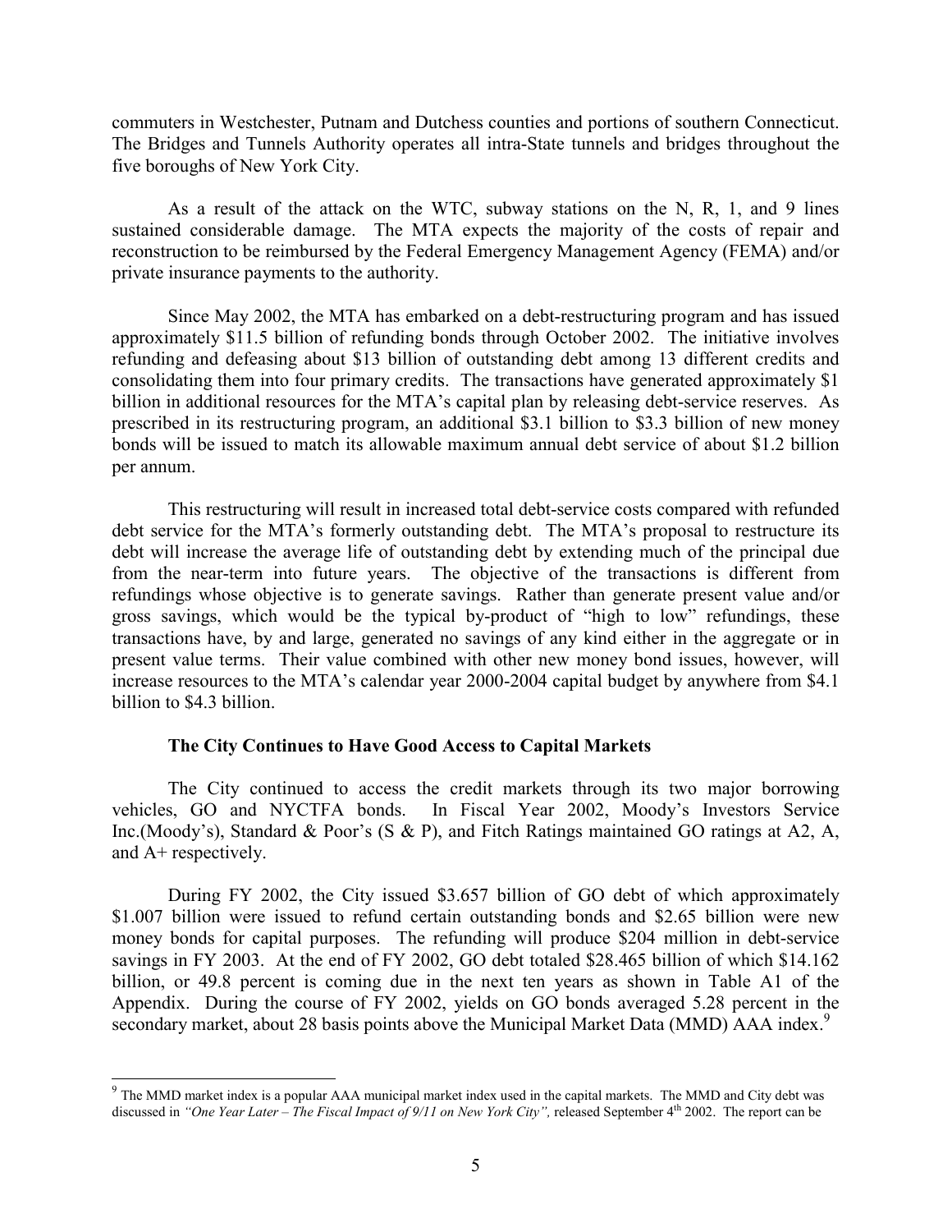commuters in Westchester, Putnam and Dutchess counties and portions of southern Connecticut. The Bridges and Tunnels Authority operates all intra-State tunnels and bridges throughout the five boroughs of New York City.

As a result of the attack on the WTC, subway stations on the N, R, 1, and 9 lines sustained considerable damage. The MTA expects the majority of the costs of repair and reconstruction to be reimbursed by the Federal Emergency Management Agency (FEMA) and/or private insurance payments to the authority.

Since May 2002, the MTA has embarked on a debt-restructuring program and has issued approximately $11.5 billion of refunding bonds through October 2002. The initiative involves refunding and defeasing about $13 billion of outstanding debt among 13 different credits and consolidating them into four primary credits. The transactions have generated approximately $1 billion in additional resources for the MTA's capital plan by releasing debt-service reserves. As prescribed in its restructuring program, an additional $3.1 billion to $3.3 billion of new money bonds will be issued to match its allowable maximum annual debt service of about $1.2 billion per annum.

This restructuring will result in increased total debt-service costs compared with refunded debt service for the MTA's formerly outstanding debt. The MTA's proposal to restructure its debt will increase the average life of outstanding debt by extending much of the principal due from the near-term into future years. The objective of the transactions is different from refundings whose objective is to generate savings. Rather than generate present value and/or gross savings, which would be the typical by-product of "high to low" refundings, these transactions have, by and large, generated no savings of any kind either in the aggregate or in present value terms. Their value combined with other new money bond issues, however, will increase resources to the MTA's calendar year 2000-2004 capital budget by anywhere from $4.1 billion to $4.3 billion.

### The City Continues to Have Good Access to Capital Markets

The City continued to access the credit markets through its two major borrowing vehicles, GO and NYCTFA bonds. In Fiscal Year 2002, Moody's Investors Service Inc.(Moody's), Standard & Poor's (S & P), and Fitch Ratings maintained GO ratings at A2, A, and A+ respectively.

During FY 2002, the City issued $3.657 billion of GO debt of which approximately $1.007 billion were issued to refund certain outstanding bonds and $2.65 billion were new money bonds for capital purposes. The refunding will produce $204 million in debt-service savings in FY 2003. At the end of FY 2002, GO debt totaled $28.465 billion of which $14.162 billion, or 49.8 percent is coming due in the next ten years as shown in Table A1 of the Appendix. During the course of FY 2002, yields on GO bonds averaged 5.28 percent in the secondary market, about 28 basis points above the Municipal Market Data (MMD) AAA index.[9]

---

[9] The MMD market index is a popular AAA municipal market index used in the capital markets. The MMD and City debt was discussed in *"One Year Later – The Fiscal Impact of 9/11 on New York City"*, released September 4th 2002. The report can be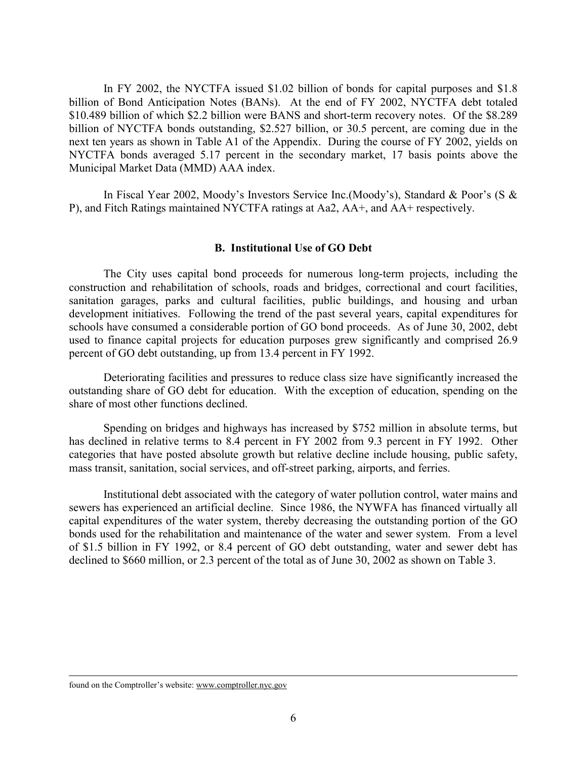In FY 2002, the NYCTFA issued $1.02 billion of bonds for capital purposes and $1.8 billion of Bond Anticipation Notes (BANs). At the end of FY 2002, NYCTFA debt totaled $10.489 billion of which $2.2 billion were BANS and short-term recovery notes. Of the $8.289 billion of NYCTFA bonds outstanding, $2.527 billion, or 30.5 percent, are coming due in the next ten years as shown in Table A1 of the Appendix. During the course of FY 2002, yields on NYCTFA bonds averaged 5.17 percent in the secondary market, 17 basis points above the Municipal Market Data (MMD) AAA index.

In Fiscal Year 2002, Moody's Investors Service Inc.(Moody's), Standard & Poor's (S & P), and Fitch Ratings maintained NYCTFA ratings at Aa2, AA+, and AA+ respectively.

### B. Institutional Use of GO Debt

The City uses capital bond proceeds for numerous long-term projects, including the construction and rehabilitation of schools, roads and bridges, correctional and court facilities, sanitation garages, parks and cultural facilities, public buildings, and housing and urban development initiatives. Following the trend of the past several years, capital expenditures for schools have consumed a considerable portion of GO bond proceeds. As of June 30, 2002, debt used to finance capital projects for education purposes grew significantly and comprised 26.9 percent of GO debt outstanding, up from 13.4 percent in FY 1992.

Deteriorating facilities and pressures to reduce class size have significantly increased the outstanding share of GO debt for education. With the exception of education, spending on the share of most other functions declined.

Spending on bridges and highways has increased by $752 million in absolute terms, but has declined in relative terms to 8.4 percent in FY 2002 from 9.3 percent in FY 1992. Other categories that have posted absolute growth but relative decline include housing, public safety, mass transit, sanitation, social services, and off-street parking, airports, and ferries.

Institutional debt associated with the category of water pollution control, water mains and sewers has experienced an artificial decline. Since 1986, the NYWFA has financed virtually all capital expenditures of the water system, thereby decreasing the outstanding portion of the GO bonds used for the rehabilitation and maintenance of the water and sewer system. From a level of $1.5 billion in FY 1992, or 8.4 percent of GO debt outstanding, water and sewer debt has declined to $660 million, or 2.3 percent of the total as of June 30, 2002 as shown on Table 3.

---

found on the Comptroller's website: www.comptroller.nyc.gov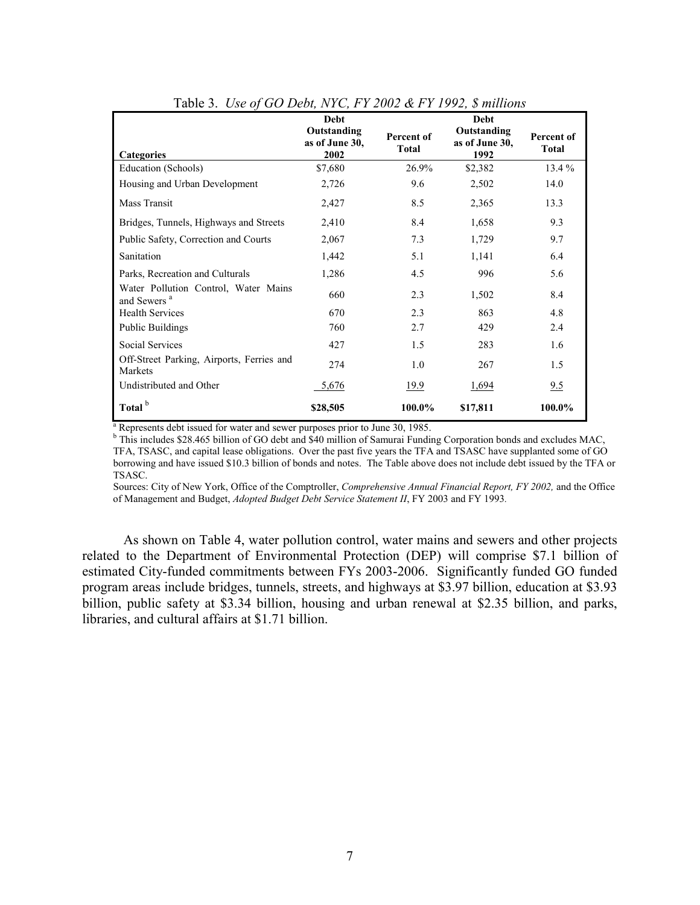Table 3. *Use of GO Debt, NYC, FY 2002 & FY 1992, $ millions*

| Categories | Debt Outstanding as of June 30, 2002 | Percent of Total | Debt Outstanding as of June 30, 1992 | Percent of Total |
|---|---|---|---|---|
| Education (Schools) | $7,680 | 26.9% | $2,382 | 13.4 % |
| Housing and Urban Development | 2,726 | 9.6 | 2,502 | 14.0 |
| Mass Transit | 2,427 | 8.5 | 2,365 | 13.3 |
| Bridges, Tunnels, Highways and Streets | 2,410 | 8.4 | 1,658 | 9.3 |
| Public Safety, Correction and Courts | 2,067 | 7.3 | 1,729 | 9.7 |
| Sanitation | 1,442 | 5.1 | 1,141 | 6.4 |
| Parks, Recreation and Culturals | 1,286 | 4.5 | 996 | 5.6 |
| Water Pollution Control, Water Mains and Sewers [a] | 660 | 2.3 | 1,502 | 8.4 |
| Health Services | 670 | 2.3 | 863 | 4.8 |
| Public Buildings | 760 | 2.7 | 429 | 2.4 |
| Social Services | 427 | 1.5 | 283 | 1.6 |
| Off-Street Parking, Airports, Ferries and Markets | 274 | 1.0 | 267 | 1.5 |
| Undistributed and Other | 5,676 | 19.9 | 1,694 | 9.5 |
| **Total [b]** | **$28,505** | **100.0%** | **$17,811** | **100.0%** |

[a] Represents debt issued for water and sewer purposes prior to June 30, 1985.
[b] This includes $28.465 billion of GO debt and $40 million of Samurai Funding Corporation bonds and excludes MAC, TFA, TSASC, and capital lease obligations. Over the past five years the TFA and TSASC have supplanted some of GO borrowing and have issued $10.3 billion of bonds and notes. The Table above does not include debt issued by the TFA or TSASC.

Sources: City of New York, Office of the Comptroller, *Comprehensive Annual Financial Report, FY 2002,* and the Office of Management and Budget, *Adopted Budget Debt Service Statement II*, FY 2003 and FY 1993.

As shown on Table 4, water pollution control, water mains and sewers and other projects related to the Department of Environmental Protection (DEP) will comprise $7.1 billion of estimated City-funded commitments between FYs 2003-2006. Significantly funded GO funded program areas include bridges, tunnels, streets, and highways at $3.97 billion, education at $3.93 billion, public safety at $3.34 billion, housing and urban renewal at $2.35 billion, and parks, libraries, and cultural affairs at $1.71 billion.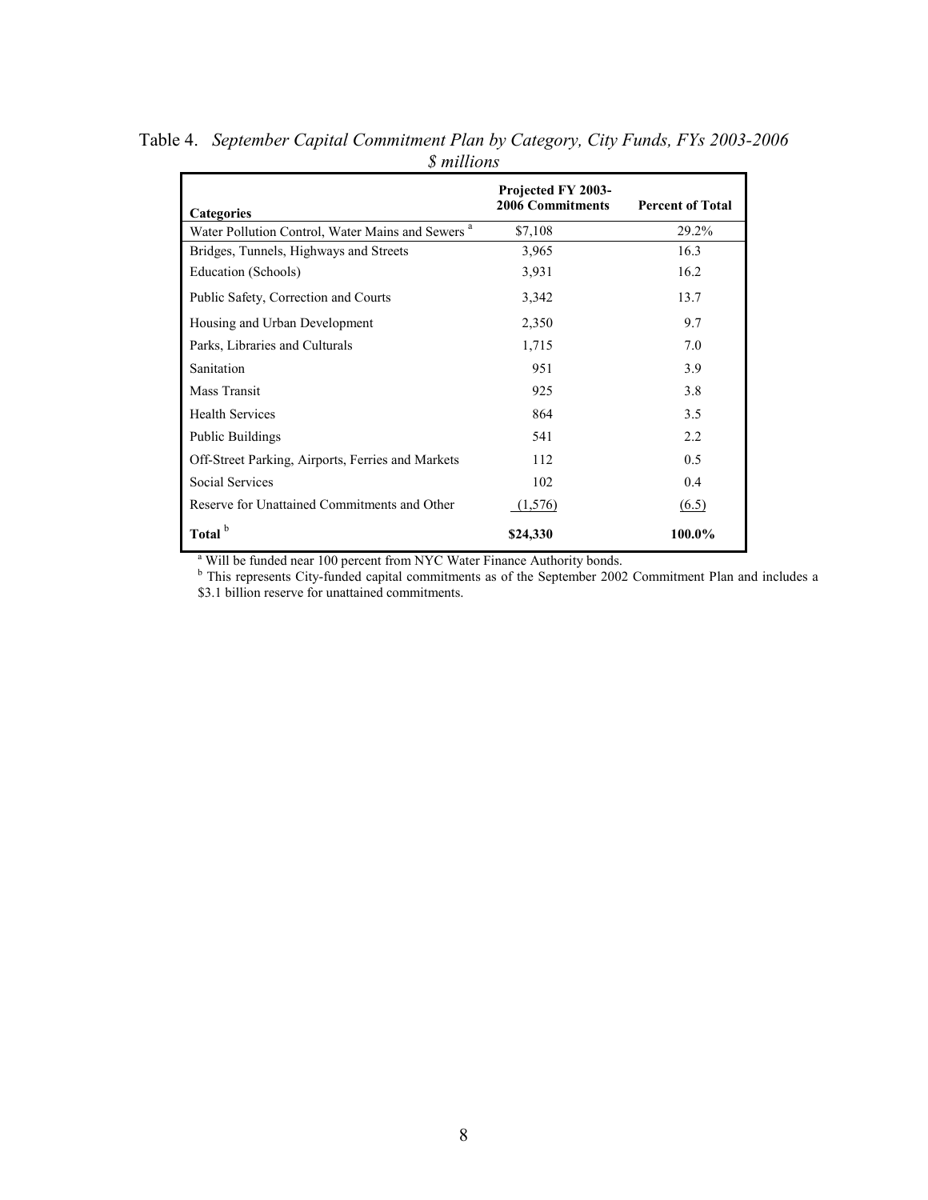Table 4. *September Capital Commitment Plan by Category, City Funds, FYs 2003-2006*
*$ millions*

| Categories | Projected FY 2003-2006 Commitments | Percent of Total |
|---|---|---|
| Water Pollution Control, Water Mains and Sewers [a] | $7,108 | 29.2% |
| Bridges, Tunnels, Highways and Streets | 3,965 | 16.3 |
| Education (Schools) | 3,931 | 16.2 |
| Public Safety, Correction and Courts | 3,342 | 13.7 |
| Housing and Urban Development | 2,350 | 9.7 |
| Parks, Libraries and Culturals | 1,715 | 7.0 |
| Sanitation | 951 | 3.9 |
| Mass Transit | 925 | 3.8 |
| Health Services | 864 | 3.5 |
| Public Buildings | 541 | 2.2 |
| Off-Street Parking, Airports, Ferries and Markets | 112 | 0.5 |
| Social Services | 102 | 0.4 |
| Reserve for Unattained Commitments and Other | (1,576) | (6.5) |
| **Total** [b] | **$24,330** | **100.0%** |

[a] Will be funded near 100 percent from NYC Water Finance Authority bonds.
[b] This represents City-funded capital commitments as of the September 2002 Commitment Plan and includes a $3.1 billion reserve for unattained commitments.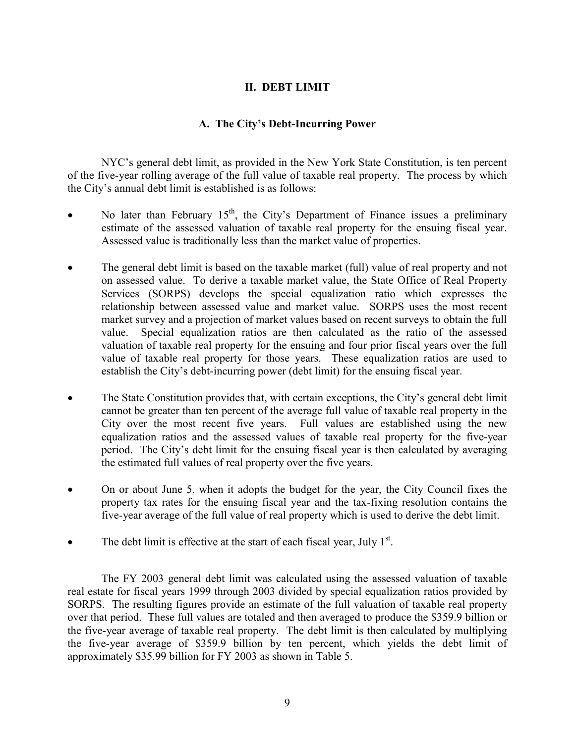## II. DEBT LIMIT

### A. The City's Debt-Incurring Power

NYC's general debt limit, as provided in the New York State Constitution, is ten percent of the five-year rolling average of the full value of taxable real property. The process by which the City's annual debt limit is established is as follows:

- No later than February 15th, the City's Department of Finance issues a preliminary estimate of the assessed valuation of taxable real property for the ensuing fiscal year. Assessed value is traditionally less than the market value of properties.
- The general debt limit is based on the taxable market (full) value of real property and not on assessed value. To derive a taxable market value, the State Office of Real Property Services (SORPS) develops the special equalization ratio which expresses the relationship between assessed value and market value. SORPS uses the most recent market survey and a projection of market values based on recent surveys to obtain the full value. Special equalization ratios are then calculated as the ratio of the assessed valuation of taxable real property for the ensuing and four prior fiscal years over the full value of taxable real property for those years. These equalization ratios are used to establish the City's debt-incurring power (debt limit) for the ensuing fiscal year.
- The State Constitution provides that, with certain exceptions, the City's general debt limit cannot be greater than ten percent of the average full value of taxable real property in the City over the most recent five years. Full values are established using the new equalization ratios and the assessed values of taxable real property for the five-year period. The City's debt limit for the ensuing fiscal year is then calculated by averaging the estimated full values of real property over the five years.
- On or about June 5, when it adopts the budget for the year, the City Council fixes the property tax rates for the ensuing fiscal year and the tax-fixing resolution contains the five-year average of the full value of real property which is used to derive the debt limit.
- The debt limit is effective at the start of each fiscal year, July 1st.

The FY 2003 general debt limit was calculated using the assessed valuation of taxable real estate for fiscal years 1999 through 2003 divided by special equalization ratios provided by SORPS. The resulting figures provide an estimate of the full valuation of taxable real property over that period. These full values are totaled and then averaged to produce the $359.9 billion or the five-year average of taxable real property. The debt limit is then calculated by multiplying the five-year average of $359.9 billion by ten percent, which yields the debt limit of approximately $35.99 billion for FY 2003 as shown in Table 5.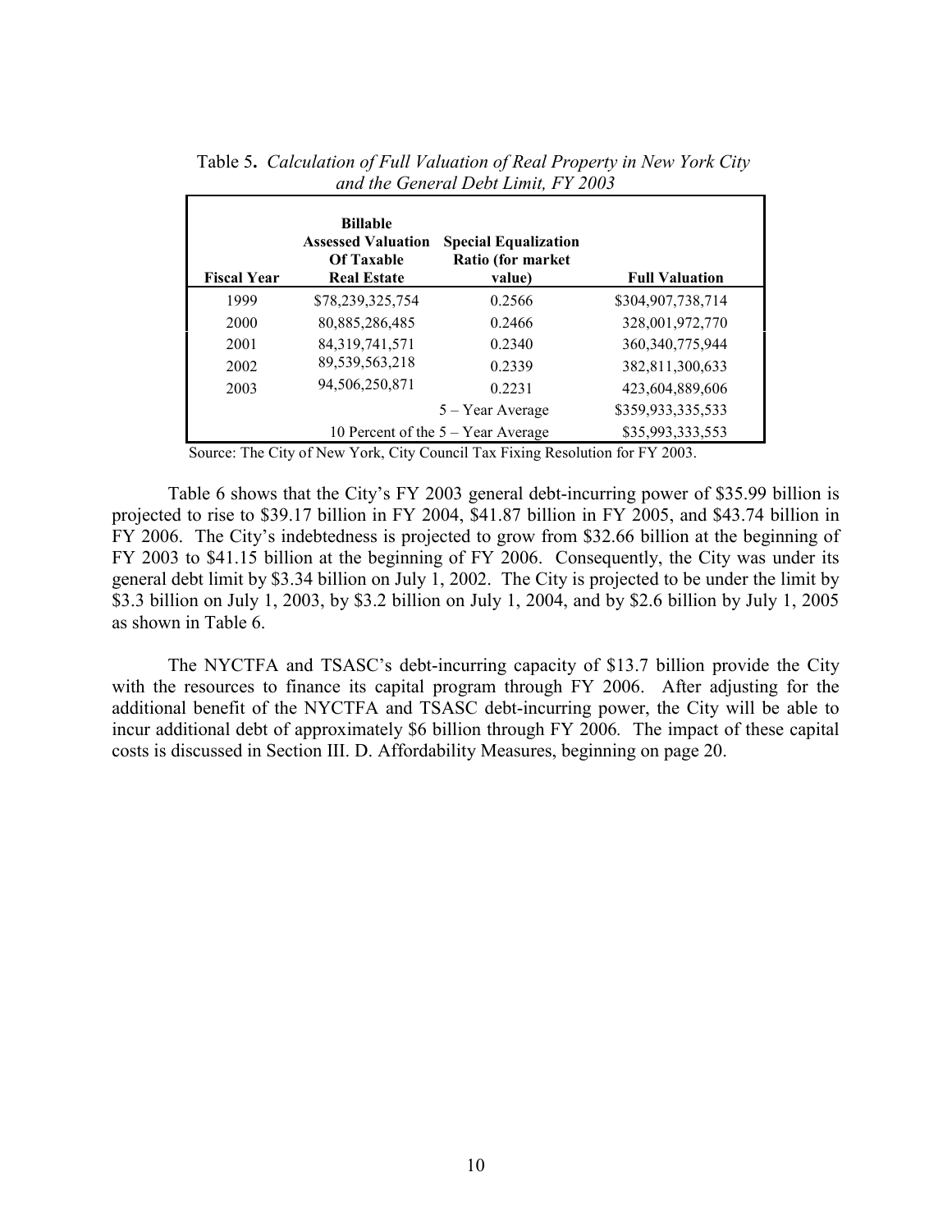Table 5. *Calculation of Full Valuation of Real Property in New York City and the General Debt Limit, FY 2003*

| Fiscal Year | Billable Assessed Valuation Of Taxable Real Estate | Special Equalization Ratio (for market value) | Full Valuation |
|---|---|---|---|
| 1999 | $78,239,325,754 | 0.2566 | $304,907,738,714 |
| 2000 | 80,885,286,485 | 0.2466 | 328,001,972,770 |
| 2001 | 84,319,741,571 | 0.2340 | 360,340,775,944 |
| 2002 | 89,539,563,218 | 0.2339 | 382,811,300,633 |
| 2003 | 94,506,250,871 | 0.2231 | 423,604,889,606 |
| | | 5 – Year Average | $359,933,335,533 |
| | 10 Percent of the 5 – Year Average | | $35,993,333,553 |

Source: The City of New York, City Council Tax Fixing Resolution for FY 2003.

Table 6 shows that the City's FY 2003 general debt-incurring power of $35.99 billion is projected to rise to $39.17 billion in FY 2004, $41.87 billion in FY 2005, and $43.74 billion in FY 2006. The City's indebtedness is projected to grow from $32.66 billion at the beginning of FY 2003 to $41.15 billion at the beginning of FY 2006. Consequently, the City was under its general debt limit by $3.34 billion on July 1, 2002. The City is projected to be under the limit by $3.3 billion on July 1, 2003, by $3.2 billion on July 1, 2004, and by $2.6 billion by July 1, 2005 as shown in Table 6.

The NYCTFA and TSASC's debt-incurring capacity of $13.7 billion provide the City with the resources to finance its capital program through FY 2006. After adjusting for the additional benefit of the NYCTFA and TSASC debt-incurring power, the City will be able to incur additional debt of approximately $6 billion through FY 2006. The impact of these capital costs is discussed in Section III. D. Affordability Measures, beginning on page 20.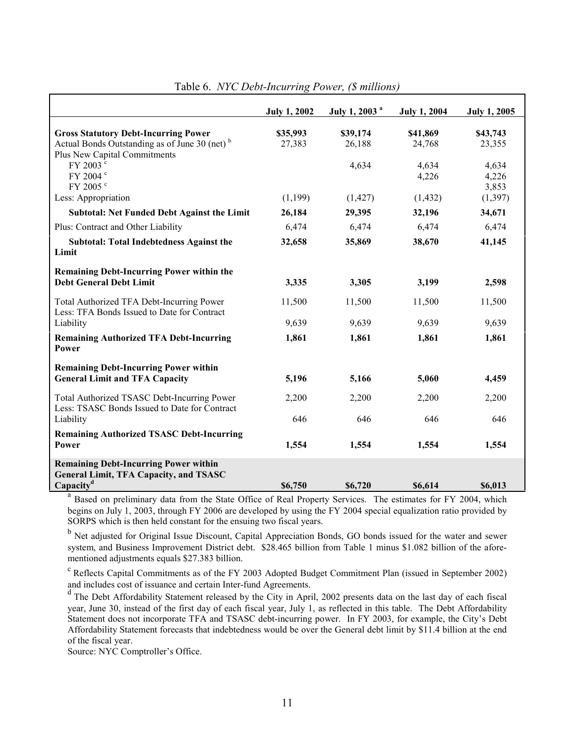Table 6. *NYC Debt-Incurring Power, ($ millions)*

| | July 1, 2002 | July 1, 2003 [a] | July 1, 2004 | July 1, 2005 |
|---|---|---|---|---|
| **Gross Statutory Debt-Incurring Power** | **$35,993** | **$39,174** | **$41,869** | **$43,743** |
| Actual Bonds Outstanding as of June 30 (net) [b] | 27,383 | 26,188 | 24,768 | 23,355 |
| Plus New Capital Commitments | | | | |
| FY 2003 [c] | | 4,634 | 4,634 | 4,634 |
| FY 2004 [c] | | | 4,226 | 4,226 |
| FY 2005 [c] | | | | 3,853 |
| Less: Appropriation | (1,199) | (1,427) | (1,432) | (1,397) |
| **Subtotal: Net Funded Debt Against the Limit** | **26,184** | **29,395** | **32,196** | **34,671** |
| Plus: Contract and Other Liability | 6,474 | 6,474 | 6,474 | 6,474 |
| **Subtotal: Total Indebtedness Against the Limit** | **32,658** | **35,869** | **38,670** | **41,145** |
| **Remaining Debt-Incurring Power within the Debt General Debt Limit** | **3,335** | **3,305** | **3,199** | **2,598** |
| Total Authorized TFA Debt-Incurring Power | 11,500 | 11,500 | 11,500 | 11,500 |
| Less: TFA Bonds Issued to Date for Contract Liability | 9,639 | 9,639 | 9,639 | 9,639 |
| **Remaining Authorized TFA Debt-Incurring Power** | **1,861** | **1,861** | **1,861** | **1,861** |
| **Remaining Debt-Incurring Power within General Limit and TFA Capacity** | **5,196** | **5,166** | **5,060** | **4,459** |
| Total Authorized TSASC Debt-Incurring Power | 2,200 | 2,200 | 2,200 | 2,200 |
| Less: TSASC Bonds Issued to Date for Contract Liability | 646 | 646 | 646 | 646 |
| **Remaining Authorized TSASC Debt-Incurring Power** | **1,554** | **1,554** | **1,554** | **1,554** |
| **Remaining Debt-Incurring Power within General Limit, TFA Capacity, and TSASC Capacity [d]** | **$6,750** | **$6,720** | **$6,614** | **$6,013** |

[a] Based on preliminary data from the State Office of Real Property Services. The estimates for FY 2004, which begins on July 1, 2003, through FY 2006 are developed by using the FY 2004 special equalization ratio provided by SORPS which is then held constant for the ensuing two fiscal years.

[b] Net adjusted for Original Issue Discount, Capital Appreciation Bonds, GO bonds issued for the water and sewer system, and Business Improvement District debt. $28.465 billion from Table 1 minus $1.082 billion of the aforementioned adjustments equals $27.383 billion.

[c] Reflects Capital Commitments as of the FY 2003 Adopted Budget Commitment Plan (issued in September 2002) and includes cost of issuance and certain Inter-fund Agreements.

[d] The Debt Affordability Statement released by the City in April, 2002 presents data on the last day of each fiscal year, June 30, instead of the first day of each fiscal year, July 1, as reflected in this table. The Debt Affordability Statement does not incorporate TFA and TSASC debt-incurring power. In FY 2003, for example, the City's Debt Affordability Statement forecasts that indebtedness would be over the General debt limit by $11.4 billion at the end of the fiscal year.

Source: NYC Comptroller's Office.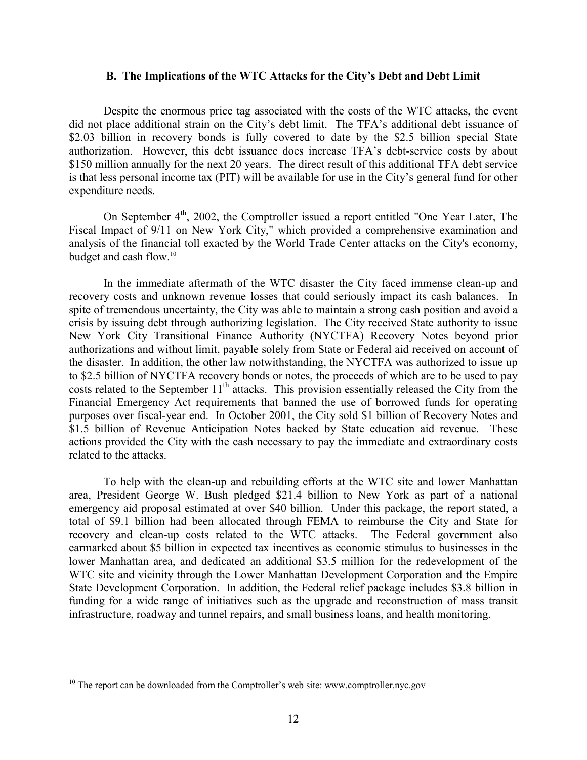### B. The Implications of the WTC Attacks for the City's Debt and Debt Limit

Despite the enormous price tag associated with the costs of the WTC attacks, the event did not place additional strain on the City's debt limit. The TFA's additional debt issuance of \$2.03 billion in recovery bonds is fully covered to date by the \$2.5 billion special State authorization. However, this debt issuance does increase TFA's debt-service costs by about \$150 million annually for the next 20 years. The direct result of this additional TFA debt service is that less personal income tax (PIT) will be available for use in the City's general fund for other expenditure needs.

On September 4th, 2002, the Comptroller issued a report entitled "One Year Later, The Fiscal Impact of 9/11 on New York City," which provided a comprehensive examination and analysis of the financial toll exacted by the World Trade Center attacks on the City's economy, budget and cash flow.[10]

In the immediate aftermath of the WTC disaster the City faced immense clean-up and recovery costs and unknown revenue losses that could seriously impact its cash balances. In spite of tremendous uncertainty, the City was able to maintain a strong cash position and avoid a crisis by issuing debt through authorizing legislation. The City received State authority to issue New York City Transitional Finance Authority (NYCTFA) Recovery Notes beyond prior authorizations and without limit, payable solely from State or Federal aid received on account of the disaster. In addition, the other law notwithstanding, the NYCTFA was authorized to issue up to \$2.5 billion of NYCTFA recovery bonds or notes, the proceeds of which are to be used to pay costs related to the September 11th attacks. This provision essentially released the City from the Financial Emergency Act requirements that banned the use of borrowed funds for operating purposes over fiscal-year end. In October 2001, the City sold \$1 billion of Recovery Notes and \$1.5 billion of Revenue Anticipation Notes backed by State education aid revenue. These actions provided the City with the cash necessary to pay the immediate and extraordinary costs related to the attacks.

To help with the clean-up and rebuilding efforts at the WTC site and lower Manhattan area, President George W. Bush pledged \$21.4 billion to New York as part of a national emergency aid proposal estimated at over \$40 billion. Under this package, the report stated, a total of \$9.1 billion had been allocated through FEMA to reimburse the City and State for recovery and clean-up costs related to the WTC attacks. The Federal government also earmarked about \$5 billion in expected tax incentives as economic stimulus to businesses in the lower Manhattan area, and dedicated an additional \$3.5 million for the redevelopment of the WTC site and vicinity through the Lower Manhattan Development Corporation and the Empire State Development Corporation. In addition, the Federal relief package includes \$3.8 billion in funding for a wide range of initiatives such as the upgrade and reconstruction of mass transit infrastructure, roadway and tunnel repairs, and small business loans, and health monitoring.

---

[10] The report can be downloaded from the Comptroller's web site: www.comptroller.nyc.gov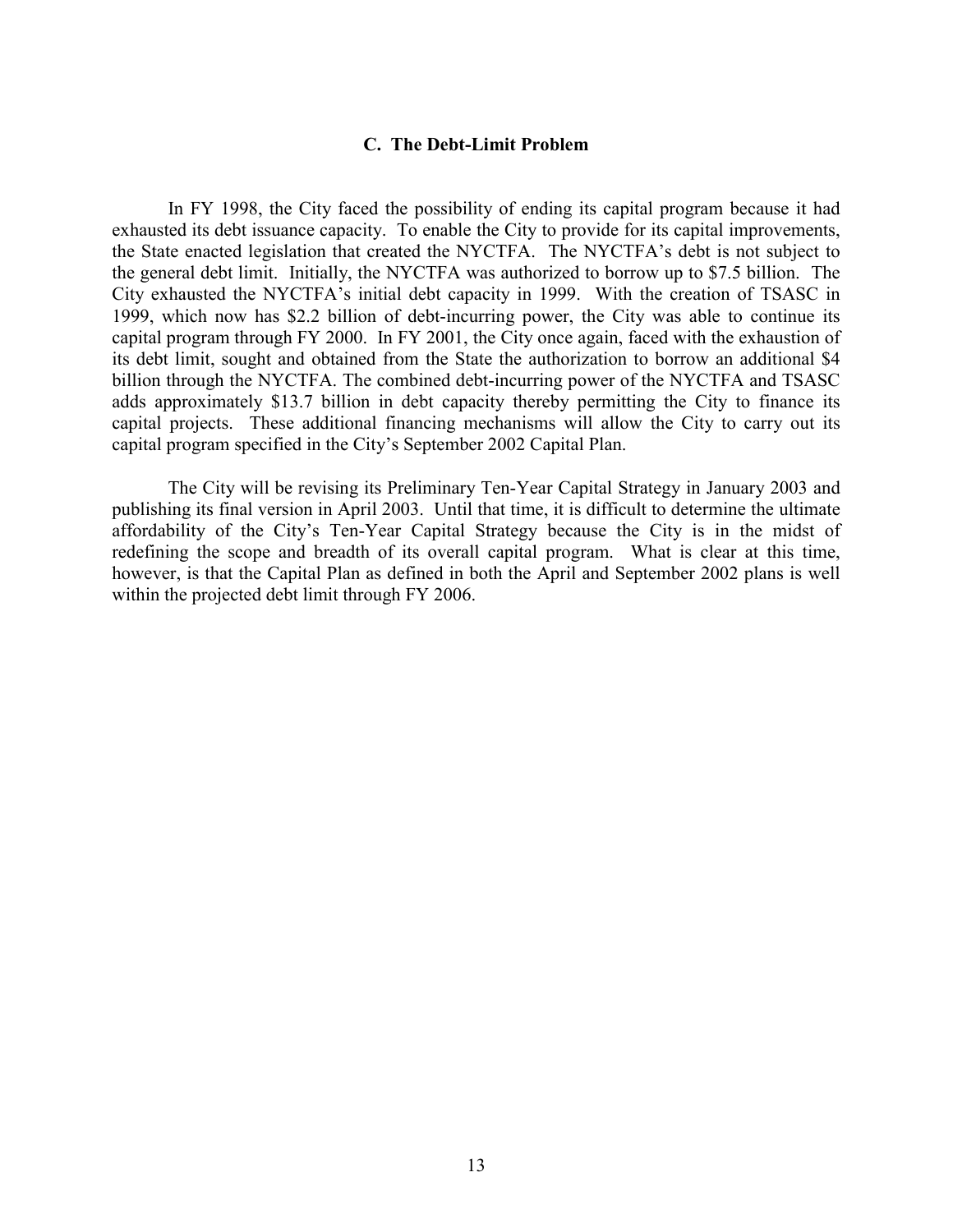### C. The Debt-Limit Problem

In FY 1998, the City faced the possibility of ending its capital program because it had exhausted its debt issuance capacity. To enable the City to provide for its capital improvements, the State enacted legislation that created the NYCTFA. The NYCTFA's debt is not subject to the general debt limit. Initially, the NYCTFA was authorized to borrow up to $7.5 billion. The City exhausted the NYCTFA's initial debt capacity in 1999. With the creation of TSASC in 1999, which now has $2.2 billion of debt-incurring power, the City was able to continue its capital program through FY 2000. In FY 2001, the City once again, faced with the exhaustion of its debt limit, sought and obtained from the State the authorization to borrow an additional $4 billion through the NYCTFA. The combined debt-incurring power of the NYCTFA and TSASC adds approximately $13.7 billion in debt capacity thereby permitting the City to finance its capital projects. These additional financing mechanisms will allow the City to carry out its capital program specified in the City's September 2002 Capital Plan.

The City will be revising its Preliminary Ten-Year Capital Strategy in January 2003 and publishing its final version in April 2003. Until that time, it is difficult to determine the ultimate affordability of the City's Ten-Year Capital Strategy because the City is in the midst of redefining the scope and breadth of its overall capital program. What is clear at this time, however, is that the Capital Plan as defined in both the April and September 2002 plans is well within the projected debt limit through FY 2006.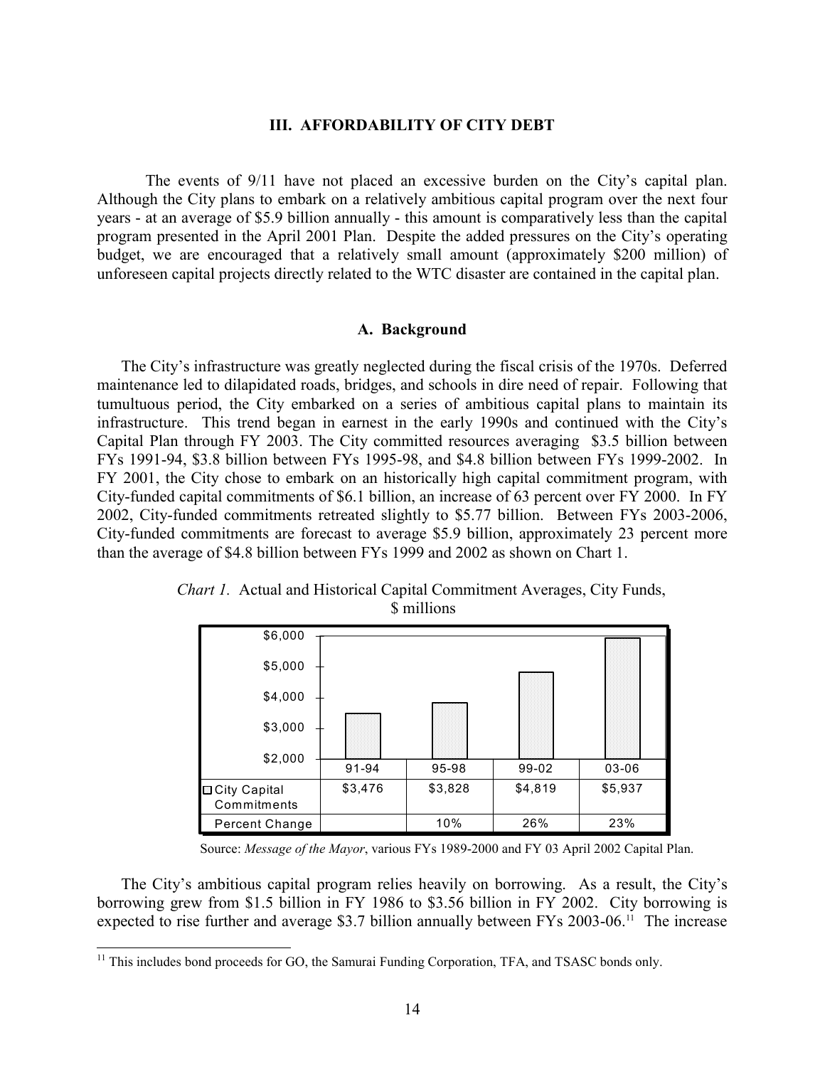## III. AFFORDABILITY OF CITY DEBT

The events of 9/11 have not placed an excessive burden on the City's capital plan. Although the City plans to embark on a relatively ambitious capital program over the next four years - at an average of $5.9 billion annually - this amount is comparatively less than the capital program presented in the April 2001 Plan. Despite the added pressures on the City's operating budget, we are encouraged that a relatively small amount (approximately $200 million) of unforeseen capital projects directly related to the WTC disaster are contained in the capital plan.

### A. Background

The City's infrastructure was greatly neglected during the fiscal crisis of the 1970s. Deferred maintenance led to dilapidated roads, bridges, and schools in dire need of repair. Following that tumultuous period, the City embarked on a series of ambitious capital plans to maintain its infrastructure. This trend began in earnest in the early 1990s and continued with the City's Capital Plan through FY 2003. The City committed resources averaging $3.5 billion between FYs 1991-94, $3.8 billion between FYs 1995-98, and $4.8 billion between FYs 1999-2002. In FY 2001, the City chose to embark on an historically high capital commitment program, with City-funded capital commitments of $6.1 billion, an increase of 63 percent over FY 2000. In FY 2002, City-funded commitments retreated slightly to $5.77 billion. Between FYs 2003-2006, City-funded commitments are forecast to average $5.9 billion, approximately 23 percent more than the average of $4.8 billion between FYs 1999 and 2002 as shown on Chart 1.

*Chart 1.* Actual and Historical Capital Commitment Averages, City Funds, $ millions

| | 91-94 | 95-98 | 99-02 | 03-06 |
|---|---|---|---|---|
| City Capital Commitments | $3,476 | $3,828 | $4,819 | $5,937 |
| Percent Change | | 10% | 26% | 23% |

Source: *Message of the Mayor*, various FYs 1989-2000 and FY 03 April 2002 Capital Plan.

The City's ambitious capital program relies heavily on borrowing. As a result, the City's borrowing grew from $1.5 billion in FY 1986 to $3.56 billion in FY 2002. City borrowing is expected to rise further and average $3.7 billion annually between FYs 2003-06.[11] The increase

[11] This includes bond proceeds for GO, the Samurai Funding Corporation, TFA, and TSASC bonds only.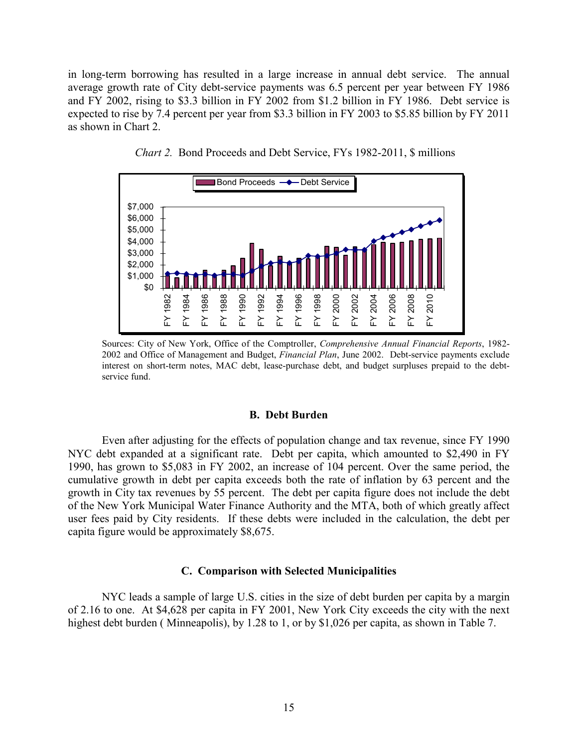in long-term borrowing has resulted in a large increase in annual debt service. The annual average growth rate of City debt-service payments was 6.5 percent per year between FY 1986 and FY 2002, rising to $3.3 billion in FY 2002 from $1.2 billion in FY 1986. Debt service is expected to rise by 7.4 percent per year from $3.3 billion in FY 2003 to $5.85 billion by FY 2011 as shown in Chart 2.

*Chart 2.* Bond Proceeds and Debt Service, FYs 1982-2011, $ millions

Sources: City of New York, Office of the Comptroller, *Comprehensive Annual Financial Reports*, 1982-2002 and Office of Management and Budget, *Financial Plan*, June 2002. Debt-service payments exclude interest on short-term notes, MAC debt, lease-purchase debt, and budget surpluses prepaid to the debt-service fund.

### B. Debt Burden

Even after adjusting for the effects of population change and tax revenue, since FY 1990 NYC debt expanded at a significant rate. Debt per capita, which amounted to $2,490 in FY 1990, has grown to $5,083 in FY 2002, an increase of 104 percent. Over the same period, the cumulative growth in debt per capita exceeds both the rate of inflation by 63 percent and the growth in City tax revenues by 55 percent. The debt per capita figure does not include the debt of the New York Municipal Water Finance Authority and the MTA, both of which greatly affect user fees paid by City residents. If these debts were included in the calculation, the debt per capita figure would be approximately $8,675.

### C. Comparison with Selected Municipalities

NYC leads a sample of large U.S. cities in the size of debt burden per capita by a margin of 2.16 to one. At $4,628 per capita in FY 2001, New York City exceeds the city with the next highest debt burden ( Minneapolis), by 1.28 to 1, or by $1,026 per capita, as shown in Table 7.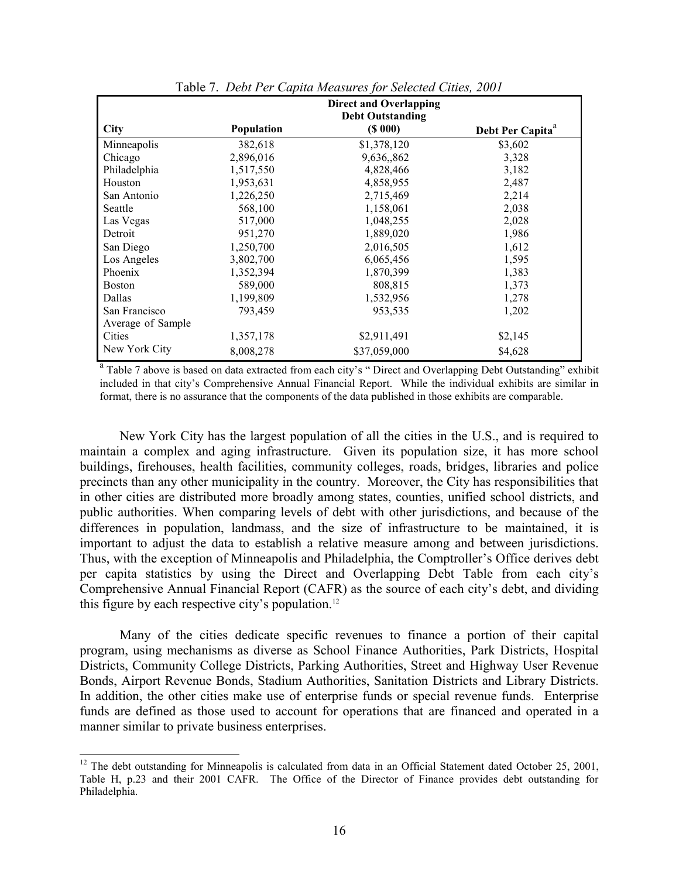Table 7. *Debt Per Capita Measures for Selected Cities, 2001*

| City | Population | Direct and Overlapping Debt Outstanding ($ 000) | Debt Per Capita[a] |
|---|---|---|---|
| Minneapolis | 382,618 | $1,378,120 | $3,602 |
| Chicago | 2,896,016 | 9,636,,862 | 3,328 |
| Philadelphia | 1,517,550 | 4,828,466 | 3,182 |
| Houston | 1,953,631 | 4,858,955 | 2,487 |
| San Antonio | 1,226,250 | 2,715,469 | 2,214 |
| Seattle | 568,100 | 1,158,061 | 2,038 |
| Las Vegas | 517,000 | 1,048,255 | 2,028 |
| Detroit | 951,270 | 1,889,020 | 1,986 |
| San Diego | 1,250,700 | 2,016,505 | 1,612 |
| Los Angeles | 3,802,700 | 6,065,456 | 1,595 |
| Phoenix | 1,352,394 | 1,870,399 | 1,383 |
| Boston | 589,000 | 808,815 | 1,373 |
| Dallas | 1,199,809 | 1,532,956 | 1,278 |
| San Francisco | 793,459 | 953,535 | 1,202 |
| Average of Sample Cities | 1,357,178 | $2,911,491 | $2,145 |
| New York City | 8,008,278 | $37,059,000 | $4,628 |

[a] Table 7 above is based on data extracted from each city's " Direct and Overlapping Debt Outstanding" exhibit included in that city's Comprehensive Annual Financial Report. While the individual exhibits are similar in format, there is no assurance that the components of the data published in those exhibits are comparable.

New York City has the largest population of all the cities in the U.S., and is required to maintain a complex and aging infrastructure. Given its population size, it has more school buildings, firehouses, health facilities, community colleges, roads, bridges, libraries and police precincts than any other municipality in the country. Moreover, the City has responsibilities that in other cities are distributed more broadly among states, counties, unified school districts, and public authorities. When comparing levels of debt with other jurisdictions, and because of the differences in population, landmass, and the size of infrastructure to be maintained, it is important to adjust the data to establish a relative measure among and between jurisdictions. Thus, with the exception of Minneapolis and Philadelphia, the Comptroller's Office derives debt per capita statistics by using the Direct and Overlapping Debt Table from each city's Comprehensive Annual Financial Report (CAFR) as the source of each city's debt, and dividing this figure by each respective city's population.[12]

Many of the cities dedicate specific revenues to finance a portion of their capital program, using mechanisms as diverse as School Finance Authorities, Park Districts, Hospital Districts, Community College Districts, Parking Authorities, Street and Highway User Revenue Bonds, Airport Revenue Bonds, Stadium Authorities, Sanitation Districts and Library Districts. In addition, the other cities make use of enterprise funds or special revenue funds. Enterprise funds are defined as those used to account for operations that are financed and operated in a manner similar to private business enterprises.

[12] The debt outstanding for Minneapolis is calculated from data in an Official Statement dated October 25, 2001, Table H, p.23 and their 2001 CAFR. The Office of the Director of Finance provides debt outstanding for Philadelphia.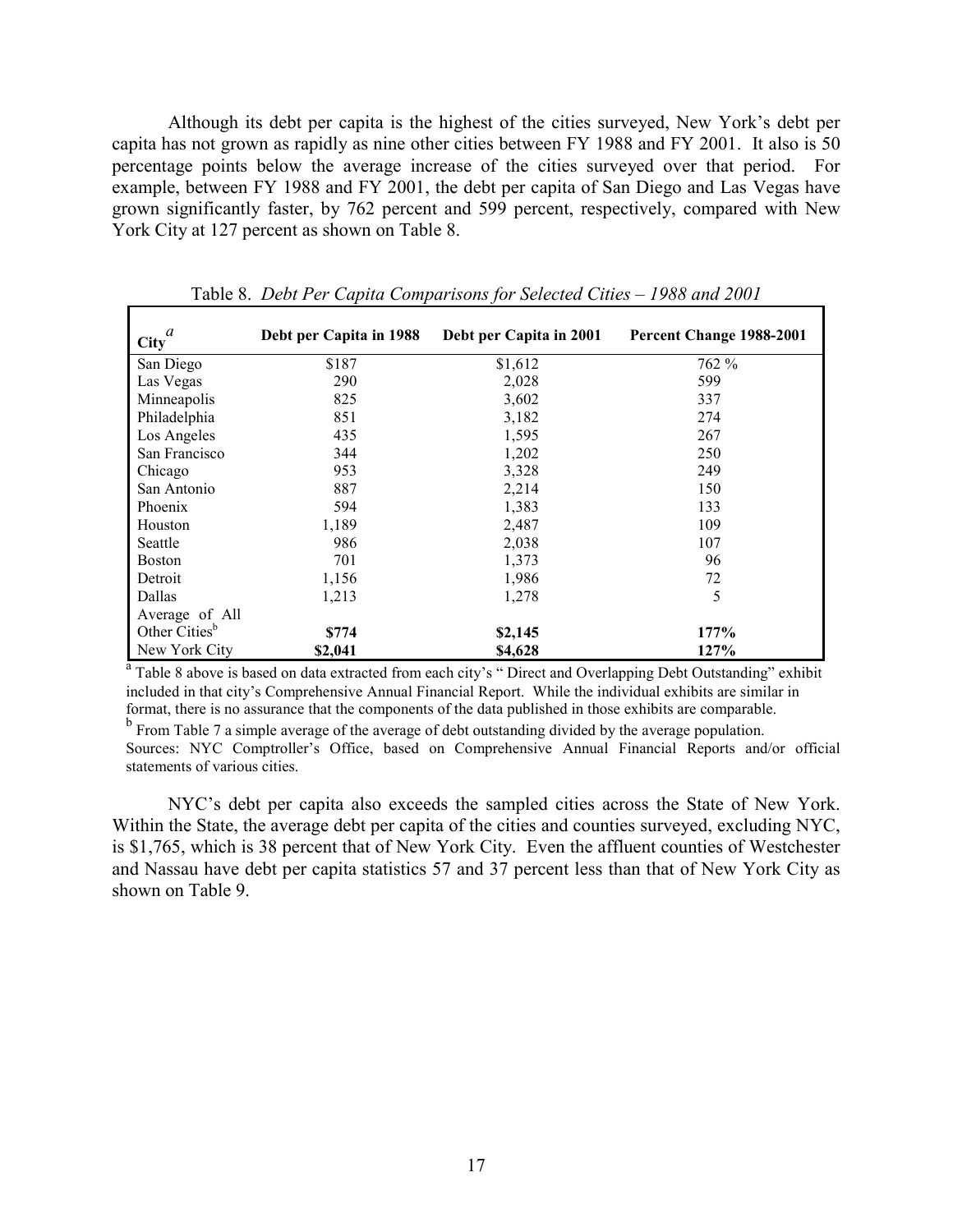Although its debt per capita is the highest of the cities surveyed, New York's debt per capita has not grown as rapidly as nine other cities between FY 1988 and FY 2001. It also is 50 percentage points below the average increase of the cities surveyed over that period. For example, between FY 1988 and FY 2001, the debt per capita of San Diego and Las Vegas have grown significantly faster, by 762 percent and 599 percent, respectively, compared with New York City at 127 percent as shown on Table 8.

Table 8. *Debt Per Capita Comparisons for Selected Cities – 1988 and 2001*

| City[a] | Debt per Capita in 1988 | Debt per Capita in 2001 | Percent Change 1988-2001 |
|---|---|---|---|
| San Diego | $187 | $1,612 | 762 % |
| Las Vegas | 290 | 2,028 | 599 |
| Minneapolis | 825 | 3,602 | 337 |
| Philadelphia | 851 | 3,182 | 274 |
| Los Angeles | 435 | 1,595 | 267 |
| San Francisco | 344 | 1,202 | 250 |
| Chicago | 953 | 3,328 | 249 |
| San Antonio | 887 | 2,214 | 150 |
| Phoenix | 594 | 1,383 | 133 |
| Houston | 1,189 | 2,487 | 109 |
| Seattle | 986 | 2,038 | 107 |
| Boston | 701 | 1,373 | 96 |
| Detroit | 1,156 | 1,986 | 72 |
| Dallas | 1,213 | 1,278 | 5 |
| Average of All Other Cities[b] | **$774** | **$2,145** | **177%** |
| New York City | **$2,041** | **$4,628** | **127%** |

[a] Table 8 above is based on data extracted from each city's " Direct and Overlapping Debt Outstanding" exhibit included in that city's Comprehensive Annual Financial Report. While the individual exhibits are similar in format, there is no assurance that the components of the data published in those exhibits are comparable.

[b] From Table 7 a simple average of the average of debt outstanding divided by the average population.

Sources: NYC Comptroller's Office, based on Comprehensive Annual Financial Reports and/or official statements of various cities.

NYC's debt per capita also exceeds the sampled cities across the State of New York. Within the State, the average debt per capita of the cities and counties surveyed, excluding NYC, is $1,765, which is 38 percent that of New York City. Even the affluent counties of Westchester and Nassau have debt per capita statistics 57 and 37 percent less than that of New York City as shown on Table 9.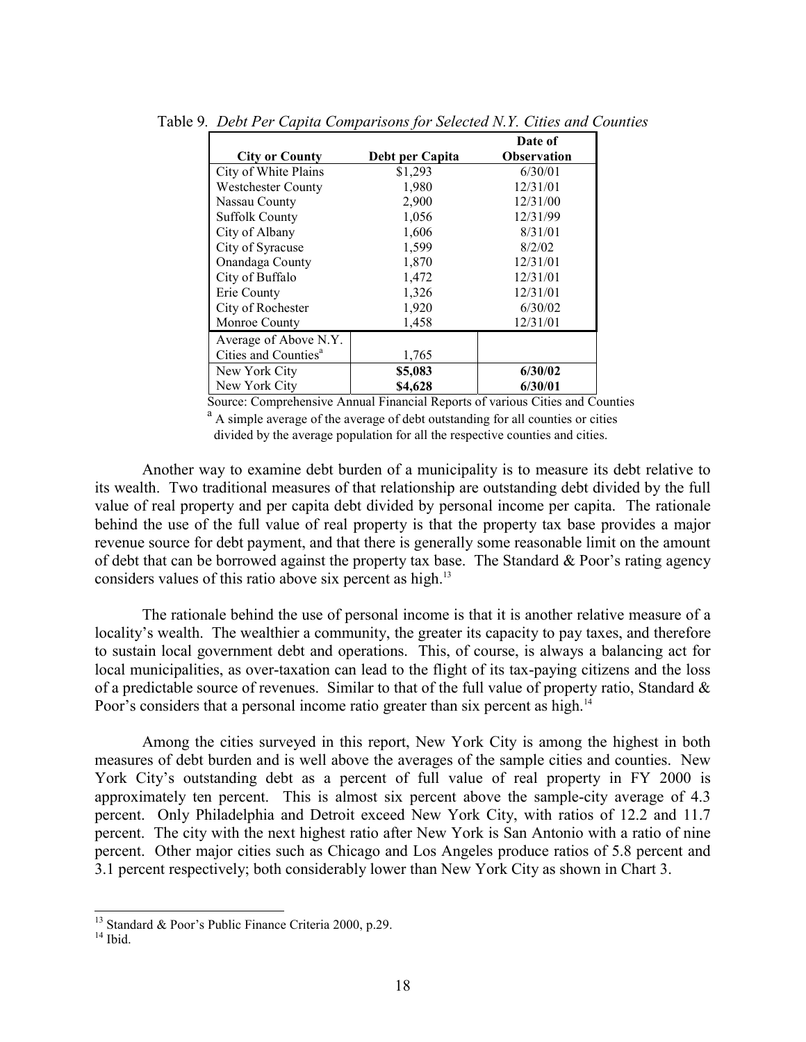Table 9. *Debt Per Capita Comparisons for Selected N.Y. Cities and Counties*

| City or County | Debt per Capita | Date of Observation |
|---|---|---|
| City of White Plains | $1,293 | 6/30/01 |
| Westchester County | 1,980 | 12/31/01 |
| Nassau County | 2,900 | 12/31/00 |
| Suffolk County | 1,056 | 12/31/99 |
| City of Albany | 1,606 | 8/31/01 |
| City of Syracuse | 1,599 | 8/2/02 |
| Onandaga County | 1,870 | 12/31/01 |
| City of Buffalo | 1,472 | 12/31/01 |
| Erie County | 1,326 | 12/31/01 |
| City of Rochester | 1,920 | 6/30/02 |
| Monroe County | 1,458 | 12/31/01 |
| Average of Above N.Y. Cities and Counties[a] | 1,765 | |
| New York City | **$5,083** | **6/30/02** |
| New York City | **$4,628** | **6/30/01** |

Source: Comprehensive Annual Financial Reports of various Cities and Counties

[a] A simple average of the average of debt outstanding for all counties or cities divided by the average population for all the respective counties and cities.

Another way to examine debt burden of a municipality is to measure its debt relative to its wealth. Two traditional measures of that relationship are outstanding debt divided by the full value of real property and per capita debt divided by personal income per capita. The rationale behind the use of the full value of real property is that the property tax base provides a major revenue source for debt payment, and that there is generally some reasonable limit on the amount of debt that can be borrowed against the property tax base. The Standard & Poor's rating agency considers values of this ratio above six percent as high.[13]

The rationale behind the use of personal income is that it is another relative measure of a locality's wealth. The wealthier a community, the greater its capacity to pay taxes, and therefore to sustain local government debt and operations. This, of course, is always a balancing act for local municipalities, as over-taxation can lead to the flight of its tax-paying citizens and the loss of a predictable source of revenues. Similar to that of the full value of property ratio, Standard & Poor's considers that a personal income ratio greater than six percent as high.[14]

Among the cities surveyed in this report, New York City is among the highest in both measures of debt burden and is well above the averages of the sample cities and counties. New York City's outstanding debt as a percent of full value of real property in FY 2000 is approximately ten percent. This is almost six percent above the sample-city average of 4.3 percent. Only Philadelphia and Detroit exceed New York City, with ratios of 12.2 and 11.7 percent. The city with the next highest ratio after New York is San Antonio with a ratio of nine percent. Other major cities such as Chicago and Los Angeles produce ratios of 5.8 percent and 3.1 percent respectively; both considerably lower than New York City as shown in Chart 3.

---

[13] Standard & Poor's Public Finance Criteria 2000, p.29.

[14] Ibid.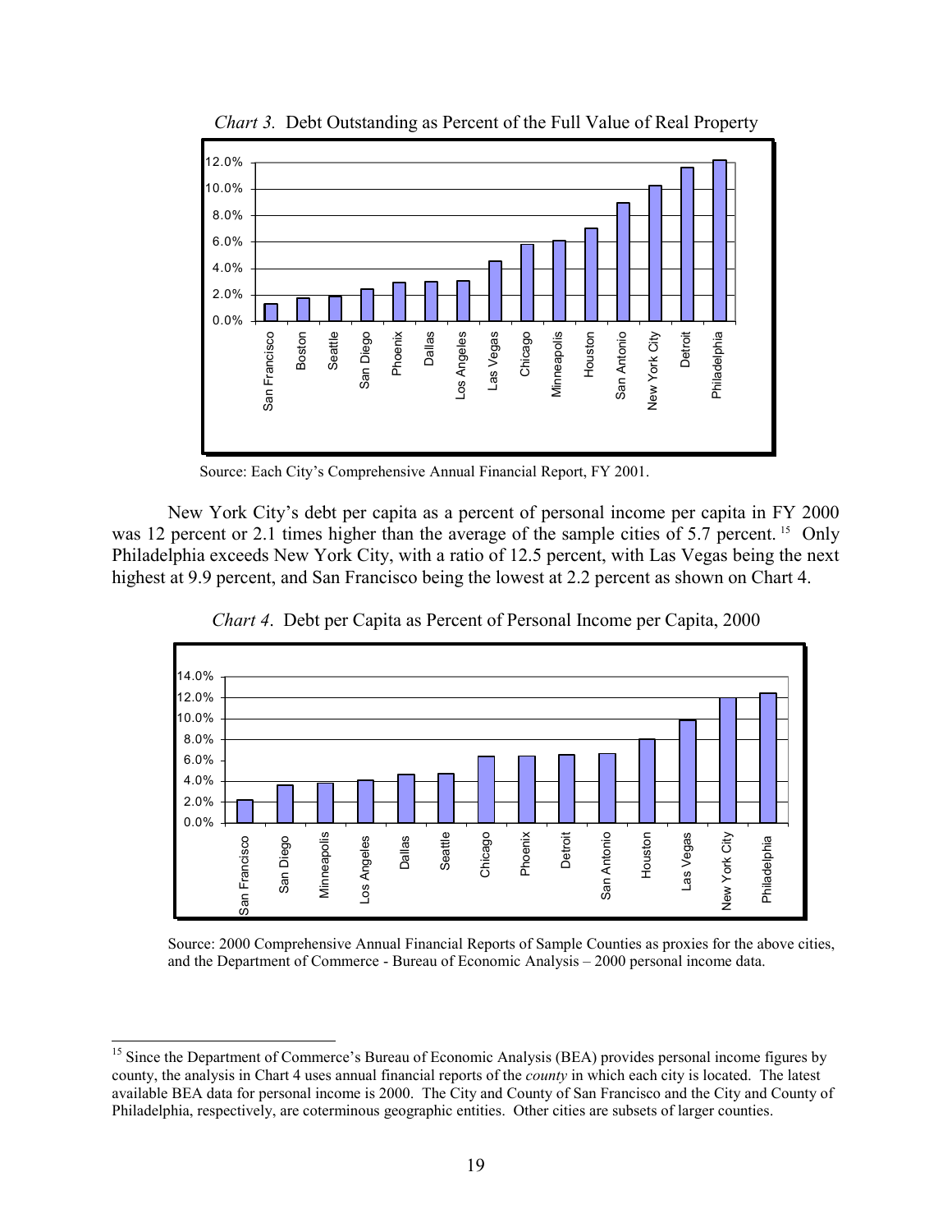*Chart 3.* Debt Outstanding as Percent of the Full Value of Real Property

Source: Each City's Comprehensive Annual Financial Report, FY 2001.

New York City's debt per capita as a percent of personal income per capita in FY 2000 was 12 percent or 2.1 times higher than the average of the sample cities of 5.7 percent.[15] Only Philadelphia exceeds New York City, with a ratio of 12.5 percent, with Las Vegas being the next highest at 9.9 percent, and San Francisco being the lowest at 2.2 percent as shown on Chart 4.

*Chart 4*. Debt per Capita as Percent of Personal Income per Capita, 2000

Source: 2000 Comprehensive Annual Financial Reports of Sample Counties as proxies for the above cities, and the Department of Commerce - Bureau of Economic Analysis – 2000 personal income data.

[15] Since the Department of Commerce's Bureau of Economic Analysis (BEA) provides personal income figures by county, the analysis in Chart 4 uses annual financial reports of the *county* in which each city is located. The latest available BEA data for personal income is 2000. The City and County of San Francisco and the City and County of Philadelphia, respectively, are coterminous geographic entities. Other cities are subsets of larger counties.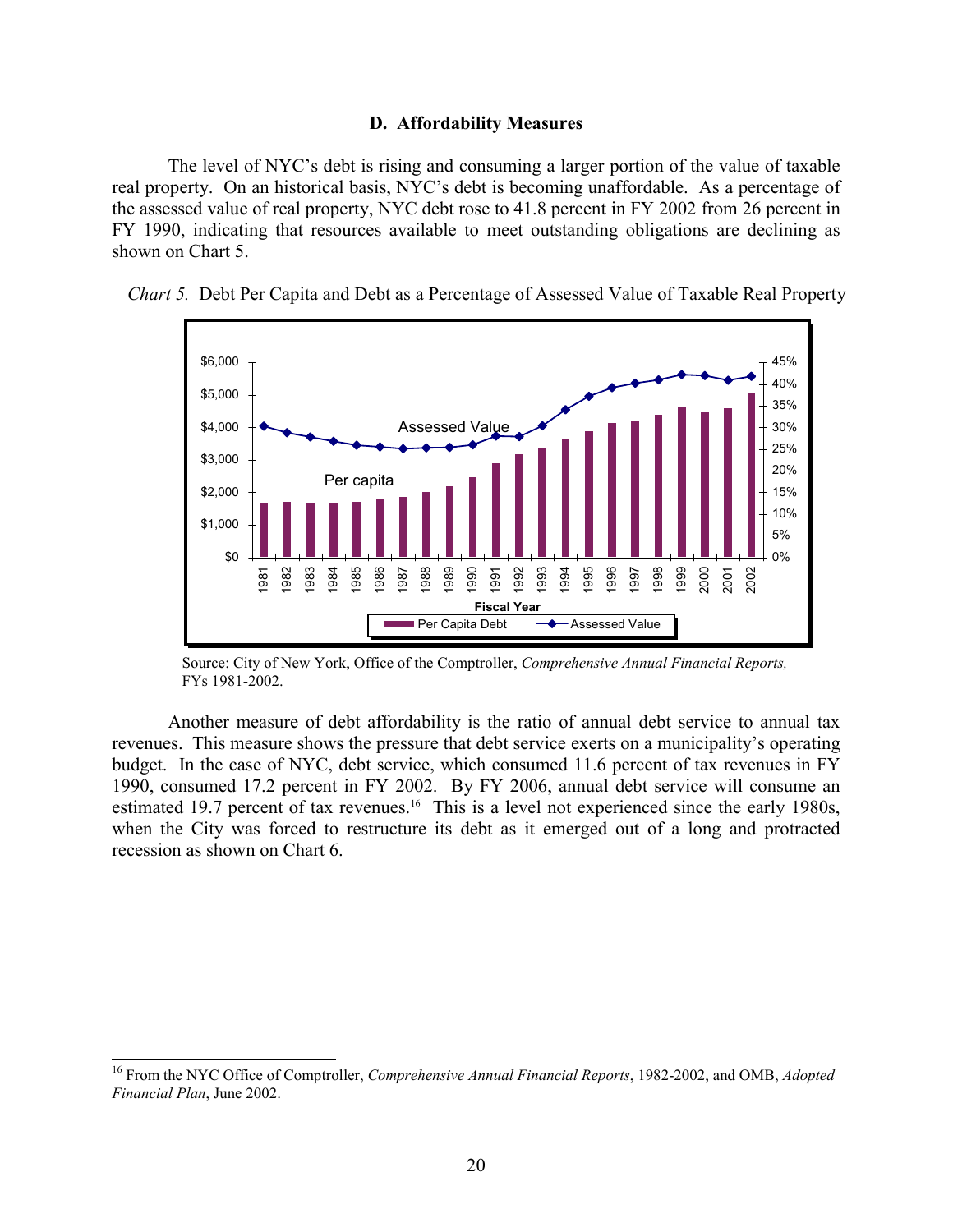### D. Affordability Measures

The level of NYC's debt is rising and consuming a larger portion of the value of taxable real property. On an historical basis, NYC's debt is becoming unaffordable. As a percentage of the assessed value of real property, NYC debt rose to 41.8 percent in FY 2002 from 26 percent in FY 1990, indicating that resources available to meet outstanding obligations are declining as shown on Chart 5.

*Chart 5.* Debt Per Capita and Debt as a Percentage of Assessed Value of Taxable Real Property

Source: City of New York, Office of the Comptroller, *Comprehensive Annual Financial Reports,* FYs 1981-2002.

Another measure of debt affordability is the ratio of annual debt service to annual tax revenues. This measure shows the pressure that debt service exerts on a municipality's operating budget. In the case of NYC, debt service, which consumed 11.6 percent of tax revenues in FY 1990, consumed 17.2 percent in FY 2002. By FY 2006, annual debt service will consume an estimated 19.7 percent of tax revenues.[16] This is a level not experienced since the early 1980s, when the City was forced to restructure its debt as it emerged out of a long and protracted recession as shown on Chart 6.

[16] From the NYC Office of Comptroller, *Comprehensive Annual Financial Reports*, 1982-2002, and OMB, *Adopted Financial Plan*, June 2002.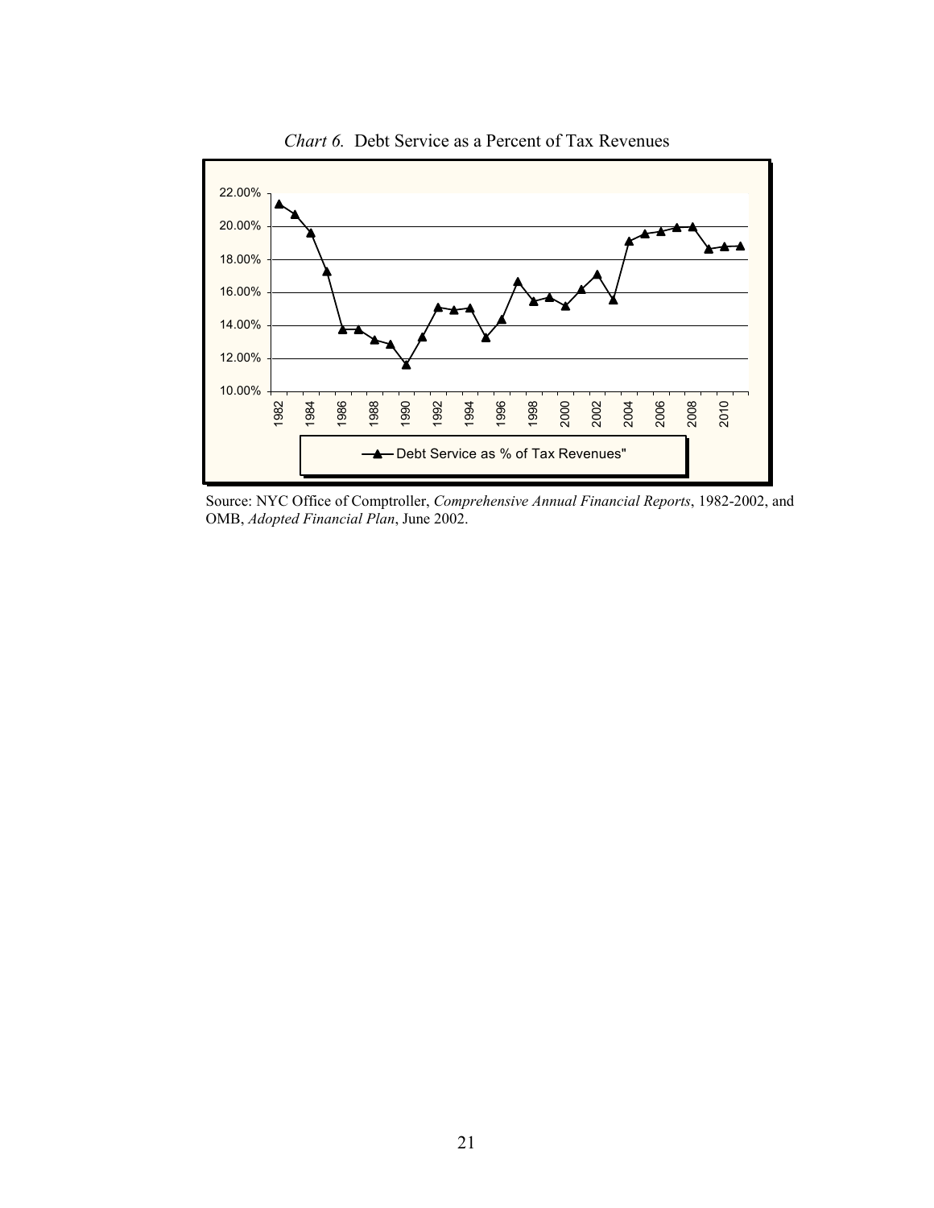*Chart 6.* Debt Service as a Percent of Tax Revenues

Source: NYC Office of Comptroller, *Comprehensive Annual Financial Reports*, 1982-2002, and OMB, *Adopted Financial Plan*, June 2002.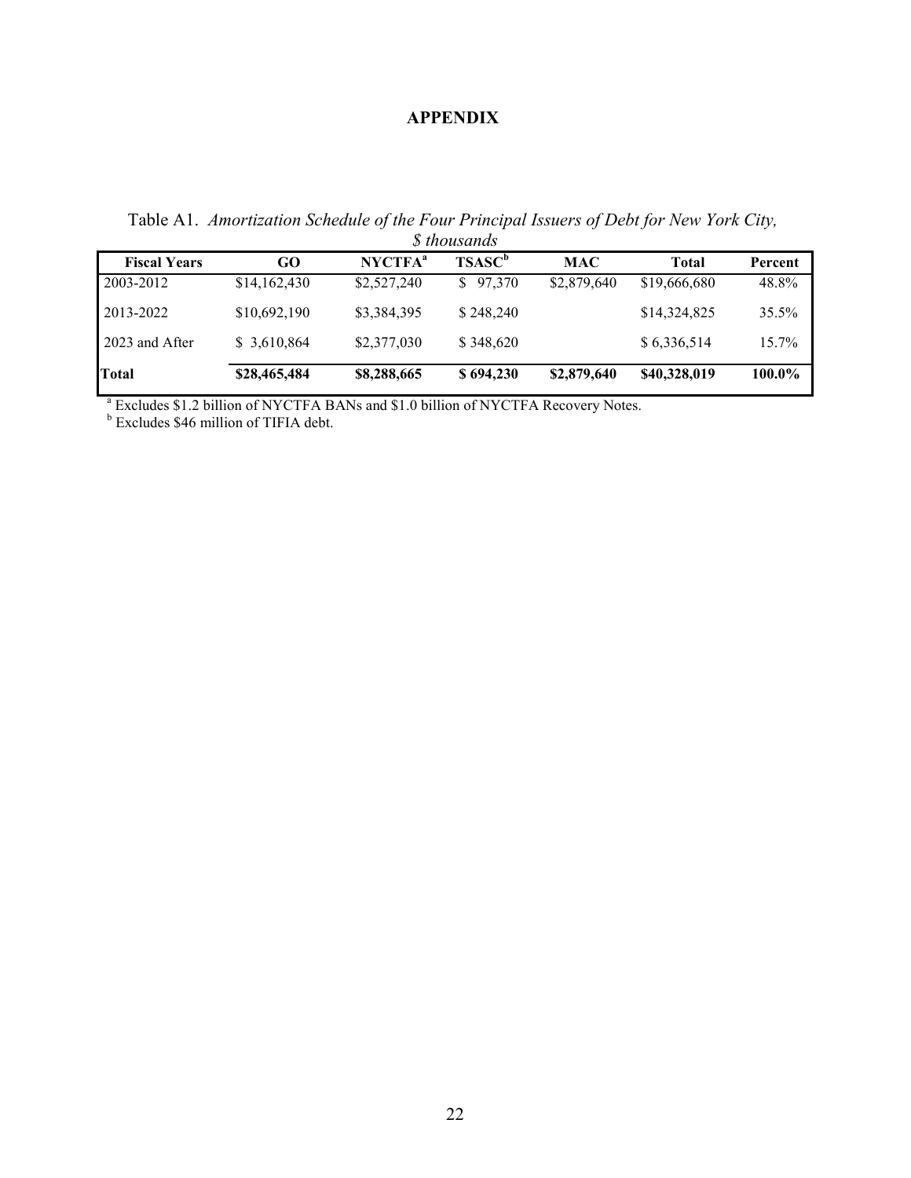# APPENDIX

Table A1. *Amortization Schedule of the Four Principal Issuers of Debt for New York City, $ thousands*

| Fiscal Years | GO | NYCTFA[a] | TSASC[b] | MAC | Total | Percent |
|---|---|---|---|---|---|---|
| 2003-2012 | $14,162,430 | $2,527,240 | $ 97,370 | $2,879,640 | $19,666,680 | 48.8% |
| 2013-2022 | $10,692,190 | $3,384,395 | $ 248,240 | | $14,324,825 | 35.5% |
| 2023 and After | $ 3,610,864 | $2,377,030 | $ 348,620 | | $ 6,336,514 | 15.7% |
| **Total** | **$28,465,484** | **$8,288,665** | **$ 694,230** | **$2,879,640** | **$40,328,019** | **100.0%** |

[a] Excludes $1.2 billion of NYCTFA BANs and $1.0 billion of NYCTFA Recovery Notes.
[b] Excludes $46 million of TIFIA debt.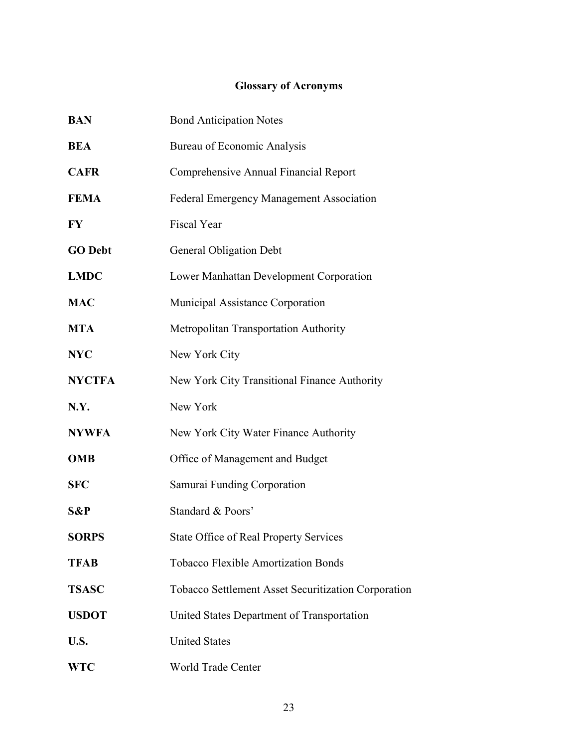# Glossary of Acronyms

| | |
|---|---|
| **BAN** | Bond Anticipation Notes |
| **BEA** | Bureau of Economic Analysis |
| **CAFR** | Comprehensive Annual Financial Report |
| **FEMA** | Federal Emergency Management Association |
| **FY** | Fiscal Year |
| **GO Debt** | General Obligation Debt |
| **LMDC** | Lower Manhattan Development Corporation |
| **MAC** | Municipal Assistance Corporation |
| **MTA** | Metropolitan Transportation Authority |
| **NYC** | New York City |
| **NYCTFA** | New York City Transitional Finance Authority |
| **N.Y.** | New York |
| **NYWFA** | New York City Water Finance Authority |
| **OMB** | Office of Management and Budget |
| **SFC** | Samurai Funding Corporation |
| **S&P** | Standard & Poors' |
| **SORPS** | State Office of Real Property Services |
| **TFAB** | Tobacco Flexible Amortization Bonds |
| **TSASC** | Tobacco Settlement Asset Securitization Corporation |
| **USDOT** | United States Department of Transportation |
| **U.S.** | United States |
| **WTC** | World Trade Center |